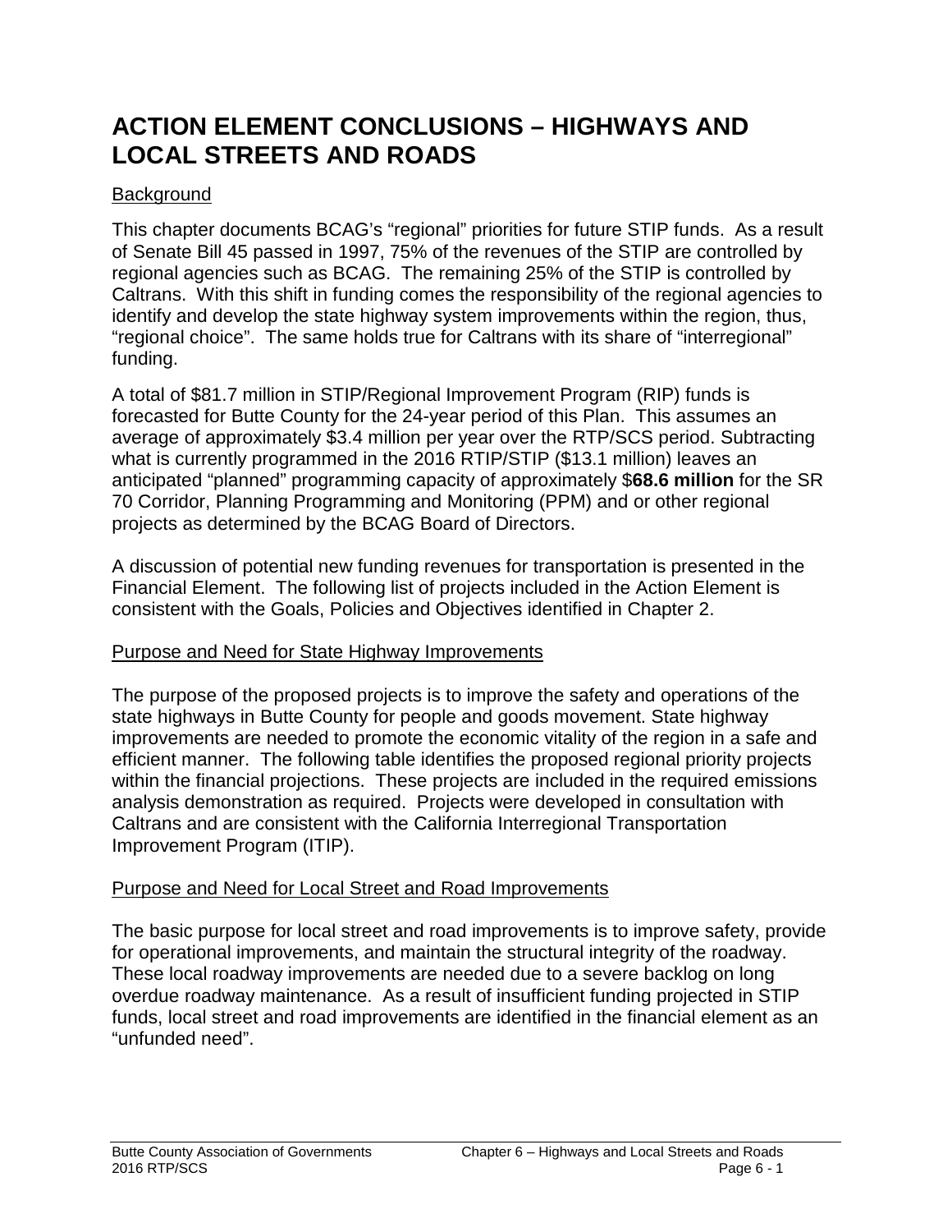# ACTION ELEMENT CONCLUSIONS – HIGHWAYS AND LOCAL STREETS AND ROADS

## Background

This chapter documents BCAG's "regional" priorities for future STIP funds. As a result of Senate Bill 45 passed in 1997, 75% of the revenues of the STIP are controlled by regional agencies such as BCAG. The remaining 25% of the STIP is controlled by Caltrans. With this shift in funding comes the responsibility of the regional agencies to identify and develop the state highway system improvements within the region, thus, "regional choice". The same holds true for Caltrans with its share of "interregional" funding.

A total of $81.7 million in STIP/Regional Improvement Program (RIP) funds is forecasted for Butte County for the 24-year period of this Plan. This assumes an average of approximately $3.4 million per year over the RTP/SCS period. Subtracting what is currently programmed in the 2016 RTIP/STIP ($13.1 million) leaves an anticipated "planned" programming capacity of approximately $**68.6 million** for the SR 70 Corridor, Planning Programming and Monitoring (PPM) and or other regional projects as determined by the BCAG Board of Directors.

A discussion of potential new funding revenues for transportation is presented in the Financial Element. The following list of projects included in the Action Element is consistent with the Goals, Policies and Objectives identified in Chapter 2.

## Purpose and Need for State Highway Improvements

The purpose of the proposed projects is to improve the safety and operations of the state highways in Butte County for people and goods movement. State highway improvements are needed to promote the economic vitality of the region in a safe and efficient manner. The following table identifies the proposed regional priority projects within the financial projections. These projects are included in the required emissions analysis demonstration as required. Projects were developed in consultation with Caltrans and are consistent with the California Interregional Transportation Improvement Program (ITIP).

## Purpose and Need for Local Street and Road Improvements

The basic purpose for local street and road improvements is to improve safety, provide for operational improvements, and maintain the structural integrity of the roadway. These local roadway improvements are needed due to a severe backlog on long overdue roadway maintenance. As a result of insufficient funding projected in STIP funds, local street and road improvements are identified in the financial element as an "unfunded need".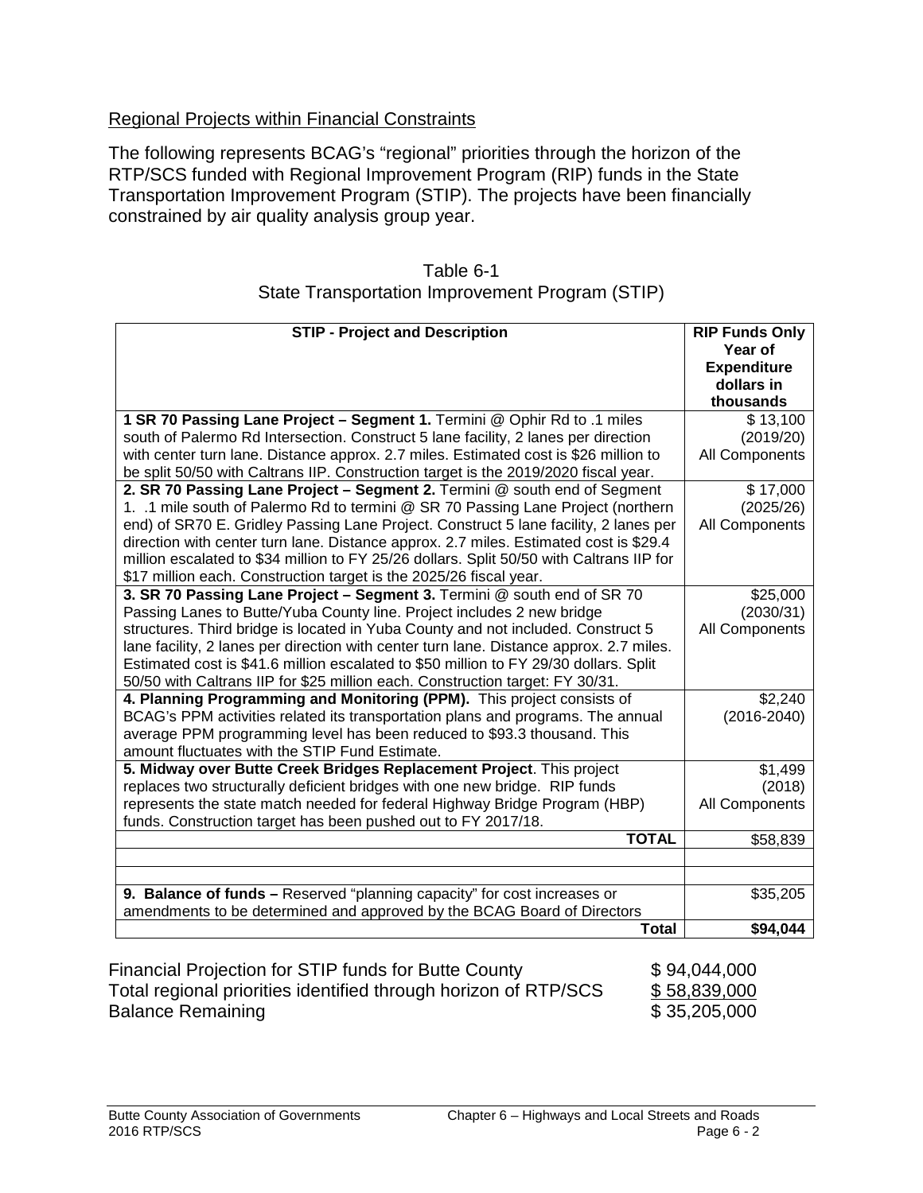## Regional Projects within Financial Constraints

The following represents BCAG's "regional" priorities through the horizon of the RTP/SCS funded with Regional Improvement Program (RIP) funds in the State Transportation Improvement Program (STIP). The projects have been financially constrained by air quality analysis group year.

Table 6-1
State Transportation Improvement Program (STIP)

| STIP - Project and Description | RIP Funds Only Year of Expenditure dollars in thousands |
|---|---|
| **1 SR 70 Passing Lane Project – Segment 1.** Termini @ Ophir Rd to .1 miles south of Palermo Rd Intersection. Construct 5 lane facility, 2 lanes per direction with center turn lane. Distance approx. 2.7 miles. Estimated cost is $26 million to be split 50/50 with Caltrans IIP. Construction target is the 2019/2020 fiscal year. | $ 13,100 (2019/20) All Components |
| **2. SR 70 Passing Lane Project – Segment 2.** Termini @ south end of Segment 1. .1 mile south of Palermo Rd to termini @ SR 70 Passing Lane Project (northern end) of SR70 E. Gridley Passing Lane Project. Construct 5 lane facility, 2 lanes per direction with center turn lane. Distance approx. 2.7 miles. Estimated cost is $29.4 million escalated to $34 million to FY 25/26 dollars. Split 50/50 with Caltrans IIP for $17 million each. Construction target is the 2025/26 fiscal year. | $ 17,000 (2025/26) All Components |
| **3. SR 70 Passing Lane Project – Segment 3.** Termini @ south end of SR 70 Passing Lanes to Butte/Yuba County line. Project includes 2 new bridge structures. Third bridge is located in Yuba County and not included. Construct 5 lane facility, 2 lanes per direction with center turn lane. Distance approx. 2.7 miles. Estimated cost is $41.6 million escalated to $50 million to FY 29/30 dollars. Split 50/50 with Caltrans IIP for $25 million each. Construction target: FY 30/31. | $25,000 (2030/31) All Components |
| **4. Planning Programming and Monitoring (PPM).** This project consists of BCAG's PPM activities related its transportation plans and programs. The annual average PPM programming level has been reduced to $93.3 thousand. This amount fluctuates with the STIP Fund Estimate. | $2,240 (2016-2040) |
| **5. Midway over Butte Creek Bridges Replacement Project**. This project replaces two structurally deficient bridges with one new bridge. RIP funds represents the state match needed for federal Highway Bridge Program (HBP) funds. Construction target has been pushed out to FY 2017/18. | $1,499 (2018) All Components |
| **TOTAL** | $58,839 |
| | |
| | |
| **9. Balance of funds –** Reserved "planning capacity" for cost increases or amendments to be determined and approved by the BCAG Board of Directors | $35,205 |
| **Total** | **$94,044** |

| | |
|---|---|
| Financial Projection for STIP funds for Butte County | $ 94,044,000 |
| Total regional priorities identified through horizon of RTP/SCS | $ 58,839,000 |
| Balance Remaining | $ 35,205,000 |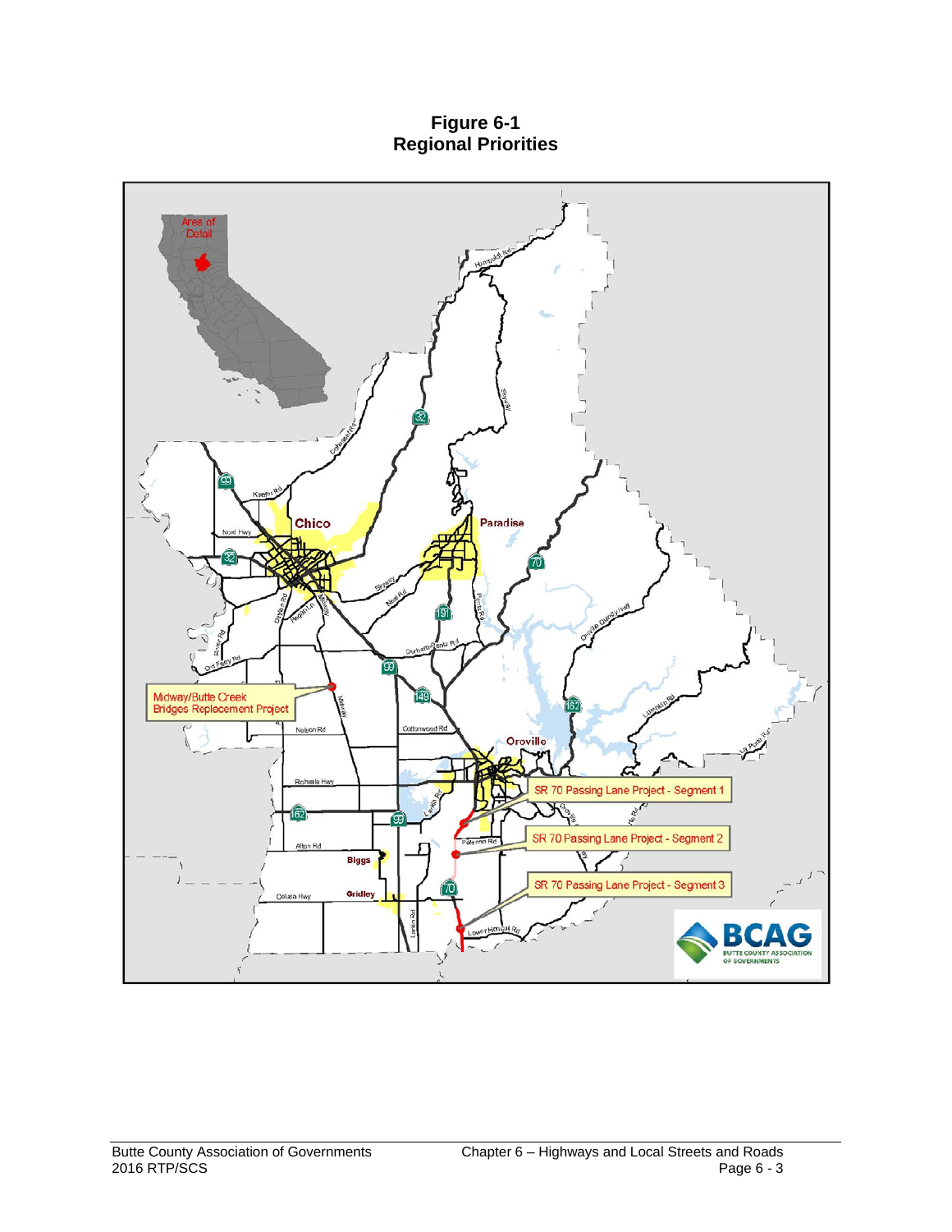**Figure 6-1**
**Regional Priorities**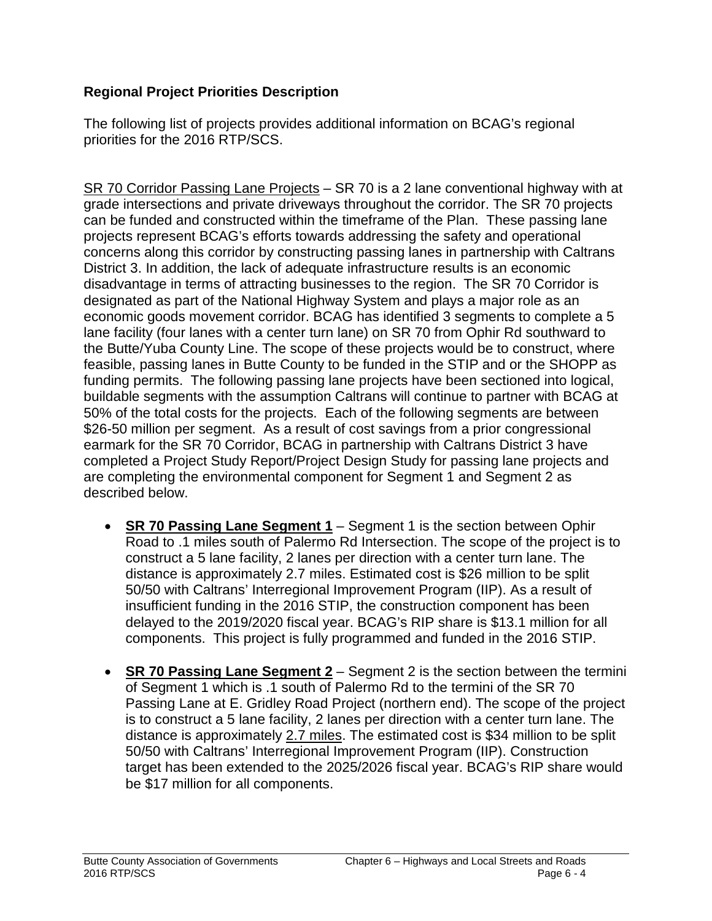## Regional Project Priorities Description

The following list of projects provides additional information on BCAG's regional priorities for the 2016 RTP/SCS.

<u>SR 70 Corridor Passing Lane Projects</u> – SR 70 is a 2 lane conventional highway with at grade intersections and private driveways throughout the corridor. The SR 70 projects can be funded and constructed within the timeframe of the Plan. These passing lane projects represent BCAG's efforts towards addressing the safety and operational concerns along this corridor by constructing passing lanes in partnership with Caltrans District 3. In addition, the lack of adequate infrastructure results is an economic disadvantage in terms of attracting businesses to the region. The SR 70 Corridor is designated as part of the National Highway System and plays a major role as an economic goods movement corridor. BCAG has identified 3 segments to complete a 5 lane facility (four lanes with a center turn lane) on SR 70 from Ophir Rd southward to the Butte/Yuba County Line. The scope of these projects would be to construct, where feasible, passing lanes in Butte County to be funded in the STIP and or the SHOPP as funding permits. The following passing lane projects have been sectioned into logical, buildable segments with the assumption Caltrans will continue to partner with BCAG at 50% of the total costs for the projects. Each of the following segments are between $26-50 million per segment. As a result of cost savings from a prior congressional earmark for the SR 70 Corridor, BCAG in partnership with Caltrans District 3 have completed a Project Study Report/Project Design Study for passing lane projects and are completing the environmental component for Segment 1 and Segment 2 as described below.

- **<u>SR 70 Passing Lane Segment 1</u>** – Segment 1 is the section between Ophir Road to .1 miles south of Palermo Rd Intersection. The scope of the project is to construct a 5 lane facility, 2 lanes per direction with a center turn lane. The distance is approximately 2.7 miles. Estimated cost is $26 million to be split 50/50 with Caltrans' Interregional Improvement Program (IIP). As a result of insufficient funding in the 2016 STIP, the construction component has been delayed to the 2019/2020 fiscal year. BCAG's RIP share is $13.1 million for all components. This project is fully programmed and funded in the 2016 STIP.
- **<u>SR 70 Passing Lane Segment 2</u>** – Segment 2 is the section between the termini of Segment 1 which is .1 south of Palermo Rd to the termini of the SR 70 Passing Lane at E. Gridley Road Project (northern end). The scope of the project is to construct a 5 lane facility, 2 lanes per direction with a center turn lane. The distance is approximately <u>2.7 miles</u>. The estimated cost is $34 million to be split 50/50 with Caltrans' Interregional Improvement Program (IIP). Construction target has been extended to the 2025/2026 fiscal year. BCAG's RIP share would be $17 million for all components.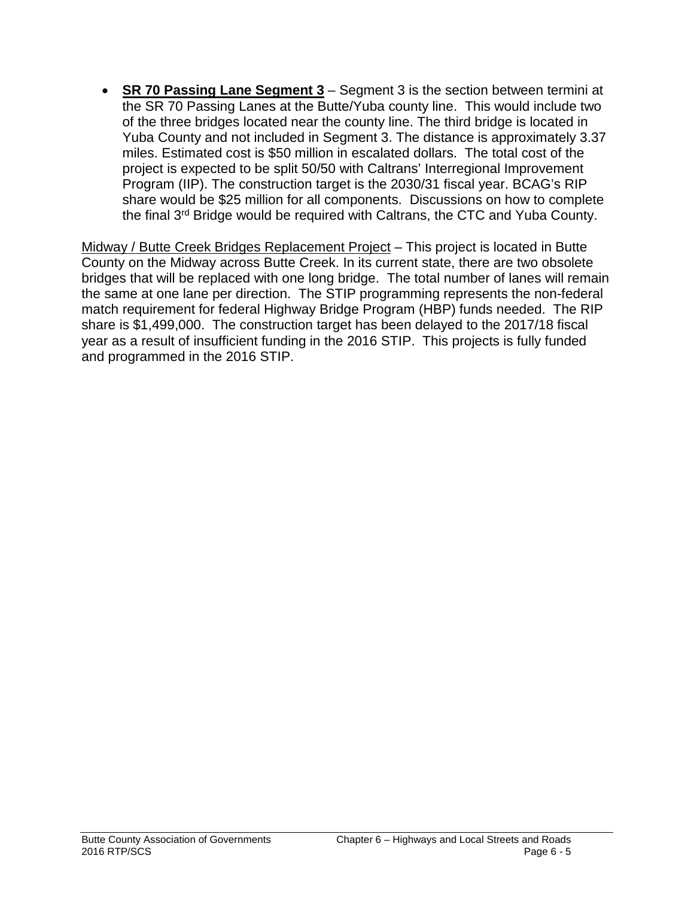- **SR 70 Passing Lane Segment 3** – Segment 3 is the section between termini at the SR 70 Passing Lanes at the Butte/Yuba county line. This would include two of the three bridges located near the county line. The third bridge is located in Yuba County and not included in Segment 3. The distance is approximately 3.37 miles. Estimated cost is $50 million in escalated dollars. The total cost of the project is expected to be split 50/50 with Caltrans' Interregional Improvement Program (IIP). The construction target is the 2030/31 fiscal year. BCAG's RIP share would be $25 million for all components. Discussions on how to complete the final 3rd Bridge would be required with Caltrans, the CTC and Yuba County.

Midway / Butte Creek Bridges Replacement Project – This project is located in Butte County on the Midway across Butte Creek. In its current state, there are two obsolete bridges that will be replaced with one long bridge. The total number of lanes will remain the same at one lane per direction. The STIP programming represents the non-federal match requirement for federal Highway Bridge Program (HBP) funds needed. The RIP share is $1,499,000. The construction target has been delayed to the 2017/18 fiscal year as a result of insufficient funding in the 2016 STIP. This projects is fully funded and programmed in the 2016 STIP.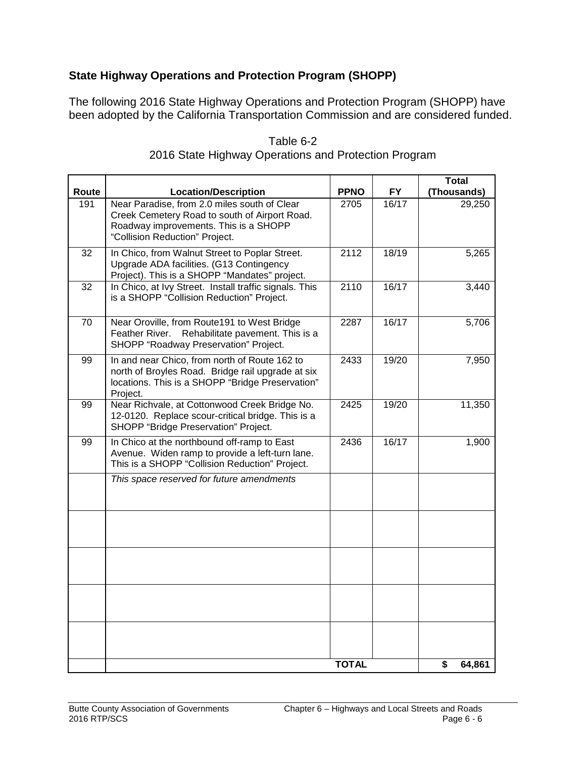### State Highway Operations and Protection Program (SHOPP)

The following 2016 State Highway Operations and Protection Program (SHOPP) have been adopted by the California Transportation Commission and are considered funded.

Table 6-2
2016 State Highway Operations and Protection Program

| Route | Location/Description | PPNO | FY | Total (Thousands) |
|---|---|---|---|---|
| 191 | Near Paradise, from 2.0 miles south of Clear Creek Cemetery Road to south of Airport Road. Roadway improvements. This is a SHOPP "Collision Reduction" Project. | 2705 | 16/17 | 29,250 |
| 32 | In Chico, from Walnut Street to Poplar Street. Upgrade ADA facilities. (G13 Contingency Project). This is a SHOPP "Mandates" project. | 2112 | 18/19 | 5,265 |
| 32 | In Chico, at Ivy Street. Install traffic signals. This is a SHOPP "Collision Reduction" Project. | 2110 | 16/17 | 3,440 |
| 70 | Near Oroville, from Route191 to West Bridge Feather River. Rehabilitate pavement. This is a SHOPP "Roadway Preservation" Project. | 2287 | 16/17 | 5,706 |
| 99 | In and near Chico, from north of Route 162 to north of Broyles Road. Bridge rail upgrade at six locations. This is a SHOPP "Bridge Preservation" Project. | 2433 | 19/20 | 7,950 |
| 99 | Near Richvale, at Cottonwood Creek Bridge No. 12-0120. Replace scour-critical bridge. This is a SHOPP "Bridge Preservation" Project. | 2425 | 19/20 | 11,350 |
| 99 | In Chico at the northbound off-ramp to East Avenue. Widen ramp to provide a left-turn lane. This is a SHOPP "Collision Reduction" Project. | 2436 | 16/17 | 1,900 |
| | *This space reserved for future amendments* | | | |
| | | | | |
| | | | | |
| | | | | |
| | | | | |
| | | TOTAL | | $ 64,861 |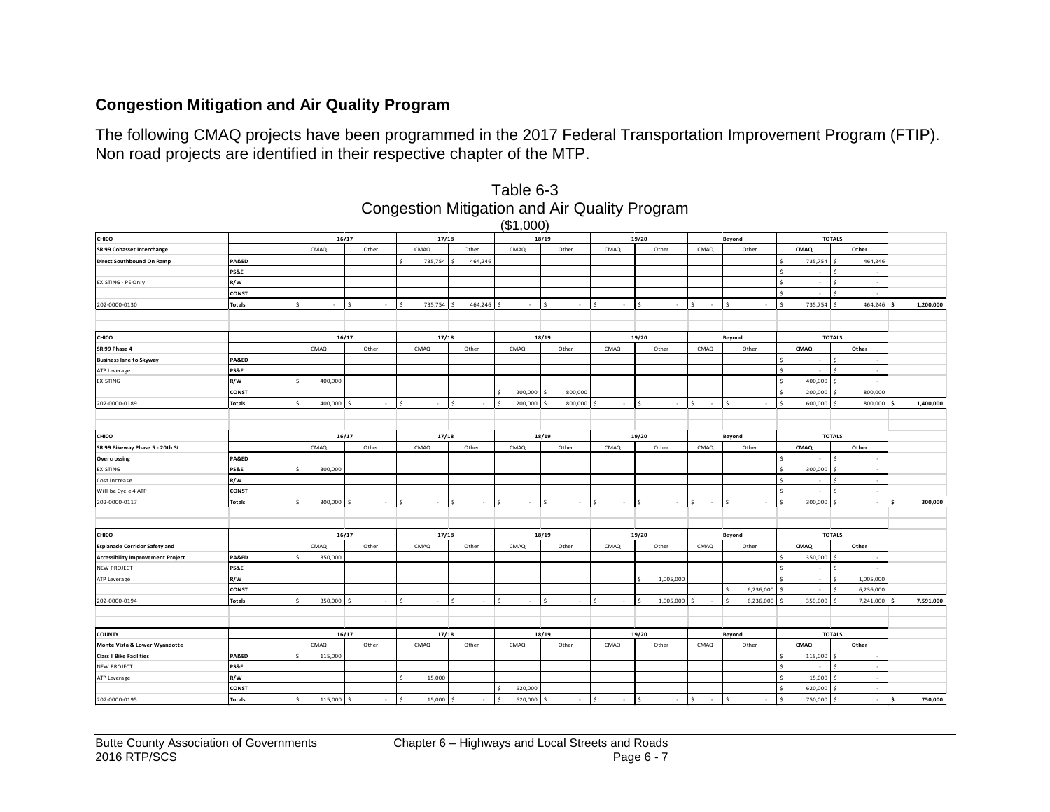## Congestion Mitigation and Air Quality Program

The following CMAQ projects have been programmed in the 2017 Federal Transportation Improvement Program (FTIP). Non road projects are identified in their respective chapter of the MTP.

Table 6-3
Congestion Mitigation and Air Quality Program
($1,000)

| CHICO | | 16/17 | | 17/18 | | 18/19 | | 19/20 | | Beyond | | TOTALS | | |
|---|---|---|---|---|---|---|---|---|---|---|---|---|---|---|
| SR 99 Cohasset Interchange | | CMAQ | Other | CMAQ | Other | CMAQ | Other | CMAQ | Other | CMAQ | Other | CMAQ | Other | |
| Direct Southbound On Ramp | PA&ED | | | $ 735,754 | $ 464,246 | | | | | | | $ 735,754 | $ 464,246 | |
| | PS&E | | | | | | | | | | | $ - | $ - | |
| EXISTING - PE Only | R/W | | | | | | | | | | | $ - | $ - | |
| | CONST | | | | | | | | | | | $ - | $ - | |
| 202-0000-0130 | Totals | $ - | $ - | $ 735,754 | $ 464,246 | $ - | $ - | $ - | $ - | $ - | $ - | $ 735,754 | $ 464,246 | $ 1,200,000 |

| CHICO | | 16/17 | | 17/18 | | 18/19 | | 19/20 | | Beyond | | TOTALS | | |
|---|---|---|---|---|---|---|---|---|---|---|---|---|---|---|
| SR 99 Phase 4 | | CMAQ | Other | CMAQ | Other | CMAQ | Other | CMAQ | Other | CMAQ | Other | CMAQ | Other | |
| Business lane to Skyway | PA&ED | | | | | | | | | | | $ - | $ - | |
| ATP Leverage | PS&E | | | | | | | | | | | $ - | $ - | |
| EXISTING | R/W | $ 400,000 | | | | | | | | | | $ 400,000 | $ - | |
| | CONST | | | | | $ 200,000 | $ 800,000 | | | | | $ 200,000 | $ 800,000 | |
| 202-0000-0189 | Totals | $ 400,000 | $ - | $ - | $ - | $ 200,000 | $ 800,000 | $ - | $ - | $ - | $ - | $ 600,000 | $ 800,000 | $ 1,400,000 |

| CHICO | | 16/17 | | 17/18 | | 18/19 | | 19/20 | | Beyond | | TOTALS | | |
|---|---|---|---|---|---|---|---|---|---|---|---|---|---|---|
| SR 99 Bikeway Phase 5 - 20th St | | CMAQ | Other | CMAQ | Other | CMAQ | Other | CMAQ | Other | CMAQ | Other | CMAQ | Other | |
| Overcrossing | PA&ED | | | | | | | | | | | $ - | $ - | |
| EXISTING | PS&E | $ 300,000 | | | | | | | | | | $ 300,000 | $ - | |
| Cost Increase | R/W | | | | | | | | | | | $ - | $ - | |
| Will be Cycle 4 ATP | CONST | | | | | | | | | | | $ - | $ - | |
| 202-0000-0117 | Totals | $ 300,000 | $ - | $ - | $ - | $ - | $ - | $ - | $ - | $ - | $ - | $ 300,000 | $ - | $ 300,000 |

| CHICO | | 16/17 | | 17/18 | | 18/19 | | 19/20 | | Beyond | | TOTALS | | |
|---|---|---|---|---|---|---|---|---|---|---|---|---|---|---|
| Esplanade Corridor Safety and | | CMAQ | Other | CMAQ | Other | CMAQ | Other | CMAQ | Other | CMAQ | Other | CMAQ | Other | |
| Accessibility Improvement Project | PA&ED | $ 350,000 | | | | | | | | | | $ 350,000 | $ - | |
| NEW PROJECT | PS&E | | | | | | | | | | | $ - | $ - | |
| ATP Leverage | R/W | | | | | | | | $ 1,005,000 | | | $ - | $ 1,005,000 | |
| | CONST | | | | | | | | | | $ 6,236,000 | $ - | $ 6,236,000 | |
| 202-0000-0194 | Totals | $ 350,000 | $ - | $ - | $ - | $ - | $ - | $ - | $ 1,005,000 | $ - | $ 6,236,000 | $ 350,000 | $ 7,241,000 | $ 7,591,000 |

| COUNTY | | 16/17 | | 17/18 | | 18/19 | | 19/20 | | Beyond | | TOTALS | | |
|---|---|---|---|---|---|---|---|---|---|---|---|---|---|---|
| Monte Vista & Lower Wyandotte | | CMAQ | Other | CMAQ | Other | CMAQ | Other | CMAQ | Other | CMAQ | Other | CMAQ | Other | |
| Class II Bike Facilities | PA&ED | $ 115,000 | | | | | | | | | | $ 115,000 | $ - | |
| NEW PROJECT | PS&E | | | | | | | | | | | $ - | $ - | |
| ATP Leverage | R/W | | | $ 15,000 | | | | | | | | $ 15,000 | $ - | |
| | CONST | | | | | $ 620,000 | | | | | | $ 620,000 | $ - | |
| 202-0000-0195 | Totals | $ 115,000 | $ - | $ 15,000 | $ - | $ 620,000 | $ - | $ - | $ - | $ - | $ - | $ 750,000 | $ - | $ 750,000 |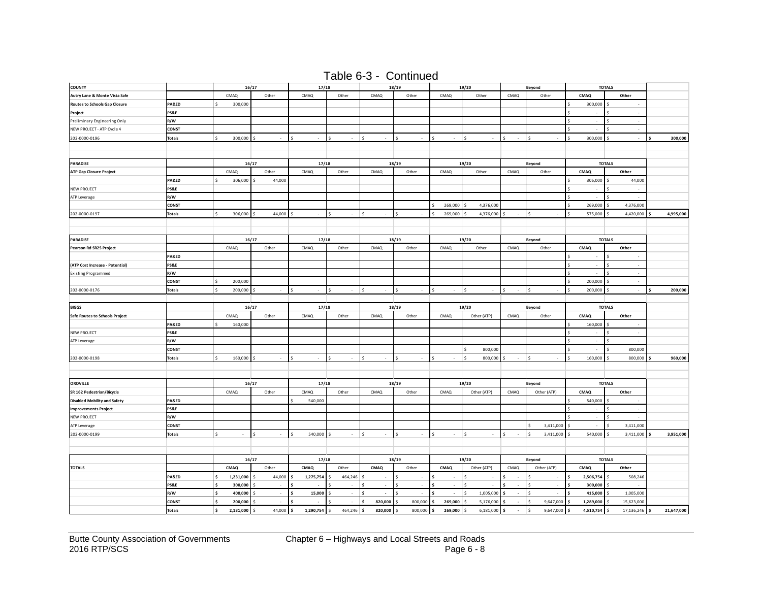# Table 6-3 - Continued

| COUNTY | | 16/17 | | 17/18 | | 18/19 | | 19/20 | | Beyond | | TOTALS | | |
|---|---|---|---|---|---|---|---|---|---|---|---|---|---|---|
| Autry Lane & Monte Vista Safe | | CMAQ | Other | CMAQ | Other | CMAQ | Other | CMAQ | Other | CMAQ | Other | CMAQ | Other | |
| Routes to Schools Gap Closure | PA&ED | $ 300,000 | | | | | | | | | | $ 300,000 | $ - | |
| Project | PS&E | | | | | | | | | | | $ - | $ - | |
| Preliminary Engineering Only | R/W | | | | | | | | | | | $ - | $ - | |
| NEW PROJECT - ATP Cycle 4 | CONST | | | | | | | | | | | $ - | $ - | |
| 202-0000-0196 | Totals | $ 300,000 | $ - | $ - | $ - | $ - | $ - | $ - | $ - | $ - | $ - | $ 300,000 | $ - | $ 300,000 |

| PARADISE | | 16/17 | | 17/18 | | 18/19 | | 19/20 | | Beyond | | TOTALS | | |
|---|---|---|---|---|---|---|---|---|---|---|---|---|---|---|
| ATP Gap Closure Project | | CMAQ | Other | CMAQ | Other | CMAQ | Other | CMAQ | Other | CMAQ | Other | CMAQ | Other | |
| | PA&ED | $ 306,000 | $ 44,000 | | | | | | | | | $ 306,000 | $ 44,000 | |
| NEW PROJECT | PS&E | | | | | | | | | | | $ - | $ - | |
| ATP Leverage | R/W | | | | | | | | | | | $ - | $ - | |
| | CONST | | | | | | | $ 269,000 | $ 4,376,000 | | | $ 269,000 | $ 4,376,000 | |
| 202-0000-0197 | Totals | $ 306,000 | $ 44,000 | $ - | $ - | $ - | $ - | $ 269,000 | $ 4,376,000 | $ - | $ - | $ 575,000 | $ 4,420,000 | $ 4,995,000 |

| PARADISE | | 16/17 | | 17/18 | | 18/19 | | 19/20 | | Beyond | | TOTALS | | |
|---|---|---|---|---|---|---|---|---|---|---|---|---|---|---|
| Pearson Rd SR2S Project | | CMAQ | Other | CMAQ | Other | CMAQ | Other | CMAQ | Other | CMAQ | Other | CMAQ | Other | |
| | PA&ED | | | | | | | | | | | $ - | $ - | |
| (ATP Cost Increase - Potential) | PS&E | | | | | | | | | | | $ - | $ - | |
| Existing Programmed | R/W | | | | | | | | | | | $ - | $ - | |
| | CONST | $ 200,000 | | | | | | | | | | $ 200,000 | $ - | |
| 202-0000-0176 | Totals | $ 200,000 | $ - | $ - | $ - | $ - | $ - | $ - | $ - | $ - | $ - | $ 200,000 | $ - | $ 200,000 |

| BIGGS | | 16/17 | | 17/18 | | 18/19 | | 19/20 | | Beyond | | TOTALS | | |
|---|---|---|---|---|---|---|---|---|---|---|---|---|---|---|
| Safe Routes to Schools Project | | CMAQ | Other | CMAQ | Other | CMAQ | Other | CMAQ | Other (ATP) | CMAQ | Other | CMAQ | Other | |
| | PA&ED | $ 160,000 | | | | | | | | | | $ 160,000 | $ - | |
| NEW PROJECT | PS&E | | | | | | | | | | | $ - | $ - | |
| ATP Leverage | R/W | | | | | | | | | | | $ - | $ - | |
| | CONST | | | | | | | | $ 800,000 | | | $ - | $ 800,000 | |
| 202-0000-0198 | Totals | $ 160,000 | $ - | $ - | $ - | $ - | $ - | $ - | $ 800,000 | $ - | $ - | $ 160,000 | $ 800,000 | $ 960,000 |

| OROVILLE | | 16/17 | | 17/18 | | 18/19 | | 19/20 | | Beyond | | TOTALS | | |
|---|---|---|---|---|---|---|---|---|---|---|---|---|---|---|
| SR 162 Pedestrian/Bicycle | | CMAQ | Other | CMAQ | Other | CMAQ | Other | CMAQ | Other (ATP) | CMAQ | Other (ATP) | CMAQ | Other | |
| Disabled Mobility and Safety | PA&ED | | | $ 540,000 | | | | | | | | $ 540,000 | $ - | |
| Improvements Project | PS&E | | | | | | | | | | | $ - | $ - | |
| NEW PROJECT | R/W | | | | | | | | | | | $ - | $ - | |
| ATP Leverage | CONST | | | | | | | | | | $ 3,411,000 | $ - | $ 3,411,000 | |
| 202-0000-0199 | Totals | $ - | $ - | $ 540,000 | $ - | $ - | $ - | $ - | $ - | $ - | $ 3,411,000 | $ 540,000 | $ 3,411,000 | $ 3,951,000 |

| | | 16/17 | | 17/18 | | 18/19 | | 19/20 | | Beyond | | TOTALS | | |
|---|---|---|---|---|---|---|---|---|---|---|---|---|---|---|
| TOTALS | | CMAQ | Other | CMAQ | Other | CMAQ | Other | CMAQ | Other (ATP) | CMAQ | Other (ATP) | CMAQ | Other | |
| | PA&ED | $ 1,231,000 | $ 44,000 | $ 1,275,754 | $ 464,246 | $ - | $ - | $ - | $ - | $ - | $ - | $ 2,506,754 | $ 508,246 | |
| | PS&E | $ 300,000 | $ - | $ - | $ - | $ - | $ - | $ - | $ - | $ - | $ - | $ 300,000 | $ - | |
| | R/W | $ 400,000 | $ - | $ 15,000 | $ - | $ - | $ - | $ - | $ 1,005,000 | $ - | $ - | $ 415,000 | $ 1,005,000 | |
| | CONST | $ 200,000 | $ - | $ - | $ - | $ 820,000 | $ 800,000 | $ 269,000 | $ 5,176,000 | $ - | $ 9,647,000 | $ 1,289,000 | $ 15,623,000 | |
| | Totals | $ 2,131,000 | $ 44,000 | $ 1,290,754 | $ 464,246 | $ 820,000 | $ 800,000 | $ 269,000 | $ 6,181,000 | $ - | $ 9,647,000 | $ 4,510,754 | $ 17,136,246 | $ 21,647,000 |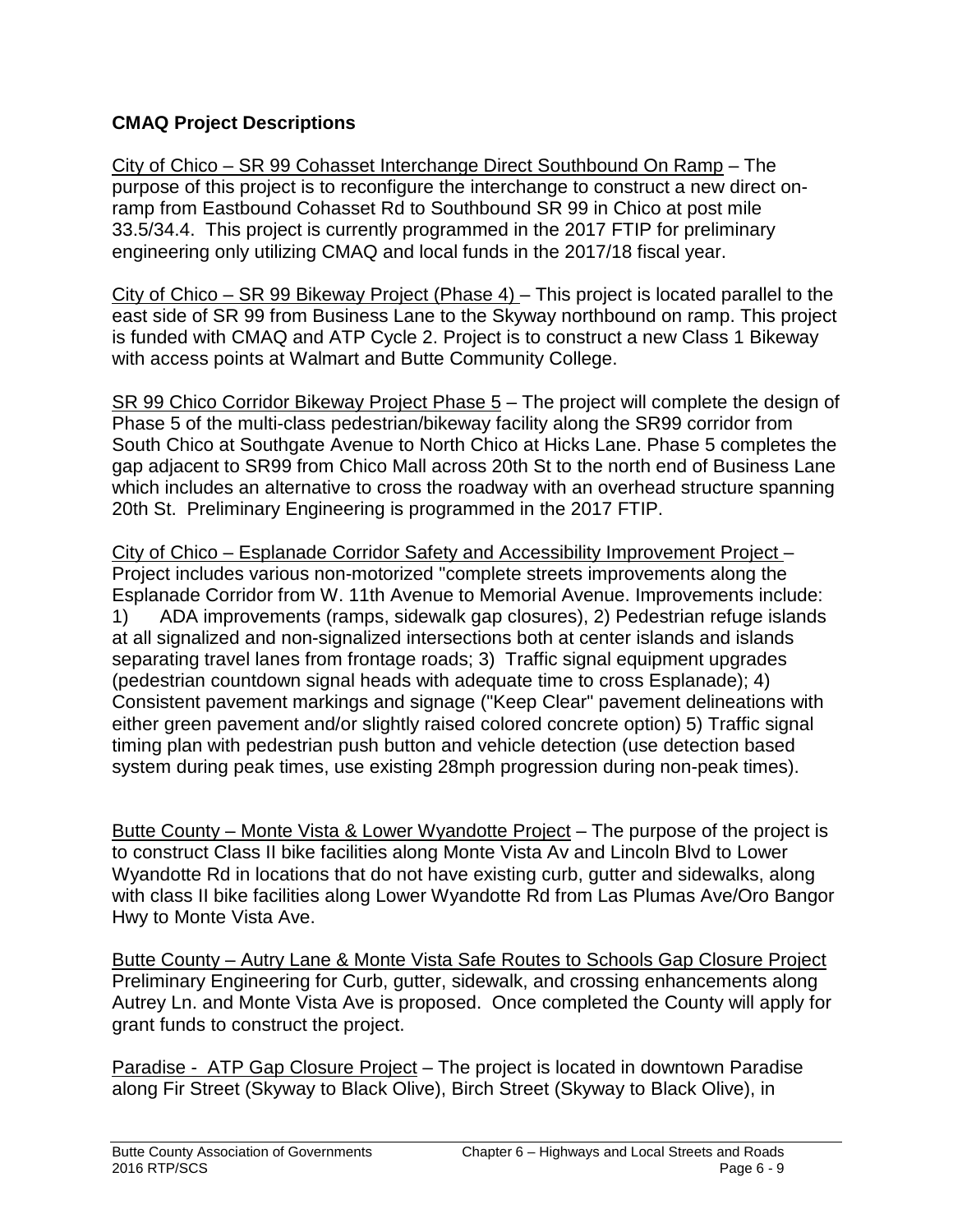**CMAQ Project Descriptions**

City of Chico – SR 99 Cohasset Interchange Direct Southbound On Ramp – The purpose of this project is to reconfigure the interchange to construct a new direct on-ramp from Eastbound Cohasset Rd to Southbound SR 99 in Chico at post mile 33.5/34.4. This project is currently programmed in the 2017 FTIP for preliminary engineering only utilizing CMAQ and local funds in the 2017/18 fiscal year.

City of Chico – SR 99 Bikeway Project (Phase 4) – This project is located parallel to the east side of SR 99 from Business Lane to the Skyway northbound on ramp. This project is funded with CMAQ and ATP Cycle 2. Project is to construct a new Class 1 Bikeway with access points at Walmart and Butte Community College.

SR 99 Chico Corridor Bikeway Project Phase 5 – The project will complete the design of Phase 5 of the multi-class pedestrian/bikeway facility along the SR99 corridor from South Chico at Southgate Avenue to North Chico at Hicks Lane. Phase 5 completes the gap adjacent to SR99 from Chico Mall across 20th St to the north end of Business Lane which includes an alternative to cross the roadway with an overhead structure spanning 20th St. Preliminary Engineering is programmed in the 2017 FTIP.

City of Chico – Esplanade Corridor Safety and Accessibility Improvement Project – Project includes various non-motorized "complete streets improvements along the Esplanade Corridor from W. 11th Avenue to Memorial Avenue. Improvements include: 1) ADA improvements (ramps, sidewalk gap closures), 2) Pedestrian refuge islands at all signalized and non-signalized intersections both at center islands and islands separating travel lanes from frontage roads; 3) Traffic signal equipment upgrades (pedestrian countdown signal heads with adequate time to cross Esplanade); 4) Consistent pavement markings and signage ("Keep Clear" pavement delineations with either green pavement and/or slightly raised colored concrete option) 5) Traffic signal timing plan with pedestrian push button and vehicle detection (use detection based system during peak times, use existing 28mph progression during non-peak times).

Butte County – Monte Vista & Lower Wyandotte Project – The purpose of the project is to construct Class II bike facilities along Monte Vista Av and Lincoln Blvd to Lower Wyandotte Rd in locations that do not have existing curb, gutter and sidewalks, along with class II bike facilities along Lower Wyandotte Rd from Las Plumas Ave/Oro Bangor Hwy to Monte Vista Ave.

Butte County – Autry Lane & Monte Vista Safe Routes to Schools Gap Closure Project Preliminary Engineering for Curb, gutter, sidewalk, and crossing enhancements along Autrey Ln. and Monte Vista Ave is proposed. Once completed the County will apply for grant funds to construct the project.

Paradise - ATP Gap Closure Project – The project is located in downtown Paradise along Fir Street (Skyway to Black Olive), Birch Street (Skyway to Black Olive), in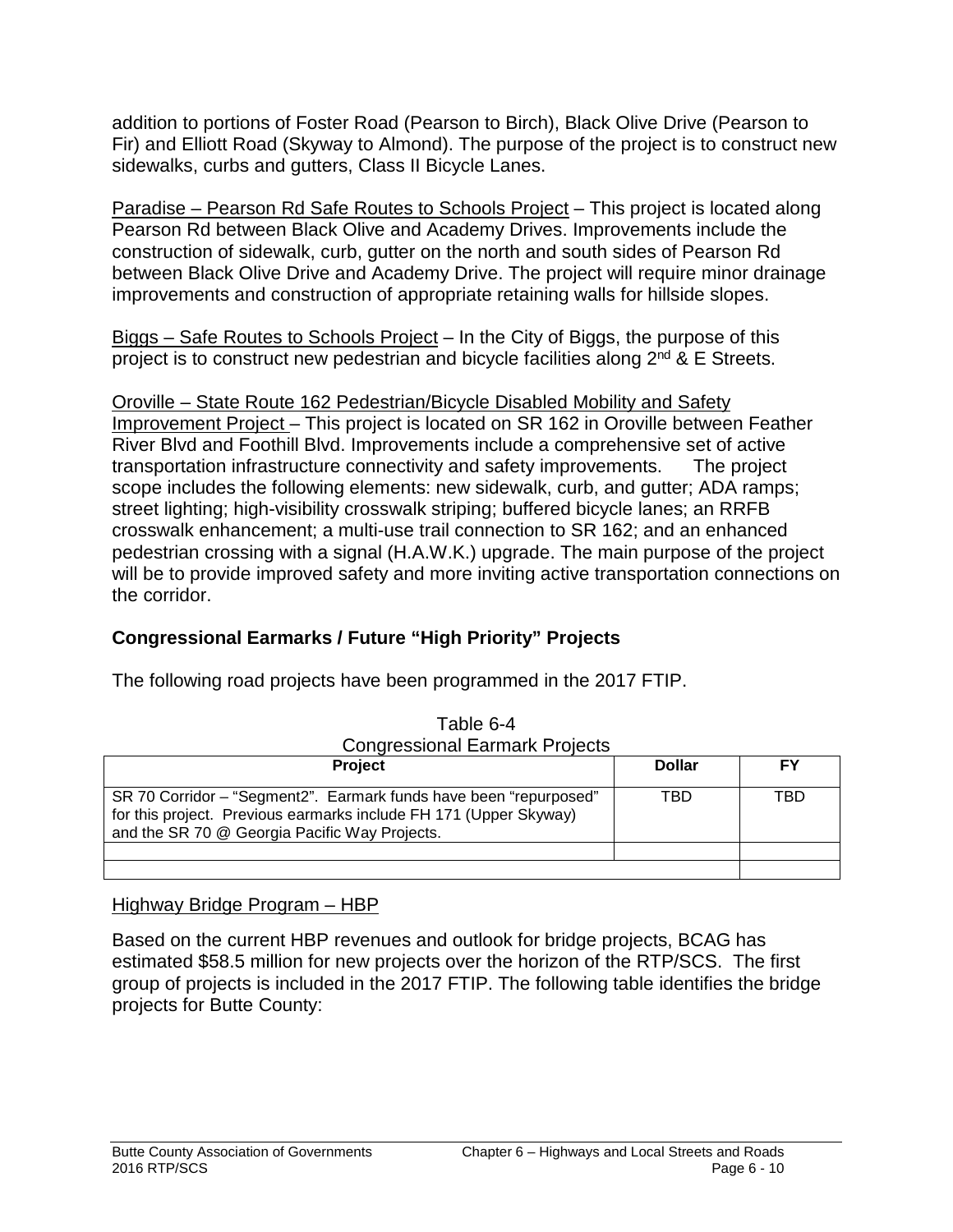addition to portions of Foster Road (Pearson to Birch), Black Olive Drive (Pearson to Fir) and Elliott Road (Skyway to Almond). The purpose of the project is to construct new sidewalks, curbs and gutters, Class II Bicycle Lanes.

Paradise – Pearson Rd Safe Routes to Schools Project – This project is located along Pearson Rd between Black Olive and Academy Drives. Improvements include the construction of sidewalk, curb, gutter on the north and south sides of Pearson Rd between Black Olive Drive and Academy Drive. The project will require minor drainage improvements and construction of appropriate retaining walls for hillside slopes.

Biggs – Safe Routes to Schools Project – In the City of Biggs, the purpose of this project is to construct new pedestrian and bicycle facilities along 2nd & E Streets.

Oroville – State Route 162 Pedestrian/Bicycle Disabled Mobility and Safety Improvement Project – This project is located on SR 162 in Oroville between Feather River Blvd and Foothill Blvd. Improvements include a comprehensive set of active transportation infrastructure connectivity and safety improvements. The project scope includes the following elements: new sidewalk, curb, and gutter; ADA ramps; street lighting; high-visibility crosswalk striping; buffered bicycle lanes; an RRFB crosswalk enhancement; a multi-use trail connection to SR 162; and an enhanced pedestrian crossing with a signal (H.A.W.K.) upgrade. The main purpose of the project will be to provide improved safety and more inviting active transportation connections on the corridor.

### Congressional Earmarks / Future "High Priority" Projects

The following road projects have been programmed in the 2017 FTIP.

Table 6-4
Congressional Earmark Projects

| Project | Dollar | FY |
|---|---|---|
| SR 70 Corridor – "Segment2". Earmark funds have been "repurposed" for this project. Previous earmarks include FH 171 (Upper Skyway) and the SR 70 @ Georgia Pacific Way Projects. | TBD | TBD |
| | | |
| | | |

Highway Bridge Program – HBP

Based on the current HBP revenues and outlook for bridge projects, BCAG has estimated $58.5 million for new projects over the horizon of the RTP/SCS. The first group of projects is included in the 2017 FTIP. The following table identifies the bridge projects for Butte County: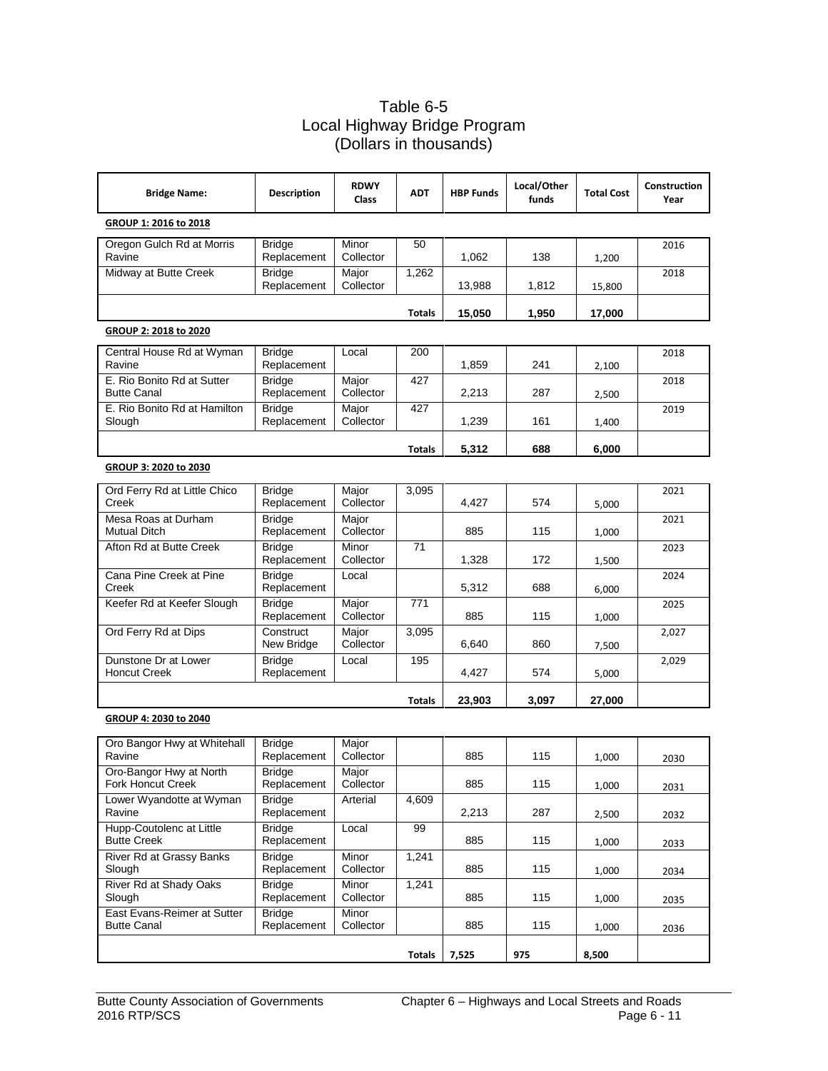# Table 6-5
## Local Highway Bridge Program
## (Dollars in thousands)

| Bridge Name: | Description | RDWY Class | ADT | HBP Funds | Local/Other funds | Total Cost | Construction Year |
|---|---|---|---|---|---|---|---|
| **GROUP 1: 2016 to 2018** | | | | | | | |
| Oregon Gulch Rd at Morris Ravine | Bridge Replacement | Minor Collector | 50 | 1,062 | 138 | 1,200 | 2016 |
| Midway at Butte Creek | Bridge Replacement | Major Collector | 1,262 | 13,988 | 1,812 | 15,800 | 2018 |
| | | | **Totals** | **15,050** | **1,950** | **17,000** | |
| **GROUP 2: 2018 to 2020** | | | | | | | |
| Central House Rd at Wyman Ravine | Bridge Replacement | Local | 200 | 1,859 | 241 | 2,100 | 2018 |
| E. Rio Bonito Rd at Sutter Butte Canal | Bridge Replacement | Major Collector | 427 | 2,213 | 287 | 2,500 | 2018 |
| E. Rio Bonito Rd at Hamilton Slough | Bridge Replacement | Major Collector | 427 | 1,239 | 161 | 1,400 | 2019 |
| | | | **Totals** | **5,312** | **688** | **6,000** | |
| **GROUP 3: 2020 to 2030** | | | | | | | |
| Ord Ferry Rd at Little Chico Creek | Bridge Replacement | Major Collector | 3,095 | 4,427 | 574 | 5,000 | 2021 |
| Mesa Roas at Durham Mutual Ditch | Bridge Replacement | Major Collector | | 885 | 115 | 1,000 | 2021 |
| Afton Rd at Butte Creek | Bridge Replacement | Minor Collector | 71 | 1,328 | 172 | 1,500 | 2023 |
| Cana Pine Creek at Pine Creek | Bridge Replacement | Local | | 5,312 | 688 | 6,000 | 2024 |
| Keefer Rd at Keefer Slough | Bridge Replacement | Major Collector | 771 | 885 | 115 | 1,000 | 2025 |
| Ord Ferry Rd at Dips | Construct New Bridge | Major Collector | 3,095 | 6,640 | 860 | 7,500 | 2,027 |
| Dunstone Dr at Lower Honcut Creek | Bridge Replacement | Local | 195 | 4,427 | 574 | 5,000 | 2,029 |
| | | | **Totals** | **23,903** | **3,097** | **27,000** | |
| **GROUP 4: 2030 to 2040** | | | | | | | |
| Oro Bangor Hwy at Whitehall Ravine | Bridge Replacement | Major Collector | | 885 | 115 | 1,000 | 2030 |
| Oro-Bangor Hwy at North Fork Honcut Creek | Bridge Replacement | Major Collector | | 885 | 115 | 1,000 | 2031 |
| Lower Wyandotte at Wyman Ravine | Bridge Replacement | Arterial | 4,609 | 2,213 | 287 | 2,500 | 2032 |
| Hupp-Coutolenc at Little Butte Creek | Bridge Replacement | Local | 99 | 885 | 115 | 1,000 | 2033 |
| River Rd at Grassy Banks Slough | Bridge Replacement | Minor Collector | 1,241 | 885 | 115 | 1,000 | 2034 |
| River Rd at Shady Oaks Slough | Bridge Replacement | Minor Collector | 1,241 | 885 | 115 | 1,000 | 2035 |
| East Evans-Reimer at Sutter Butte Canal | Bridge Replacement | Minor Collector | | 885 | 115 | 1,000 | 2036 |
| | | | **Totals** | **7,525** | **975** | **8,500** | |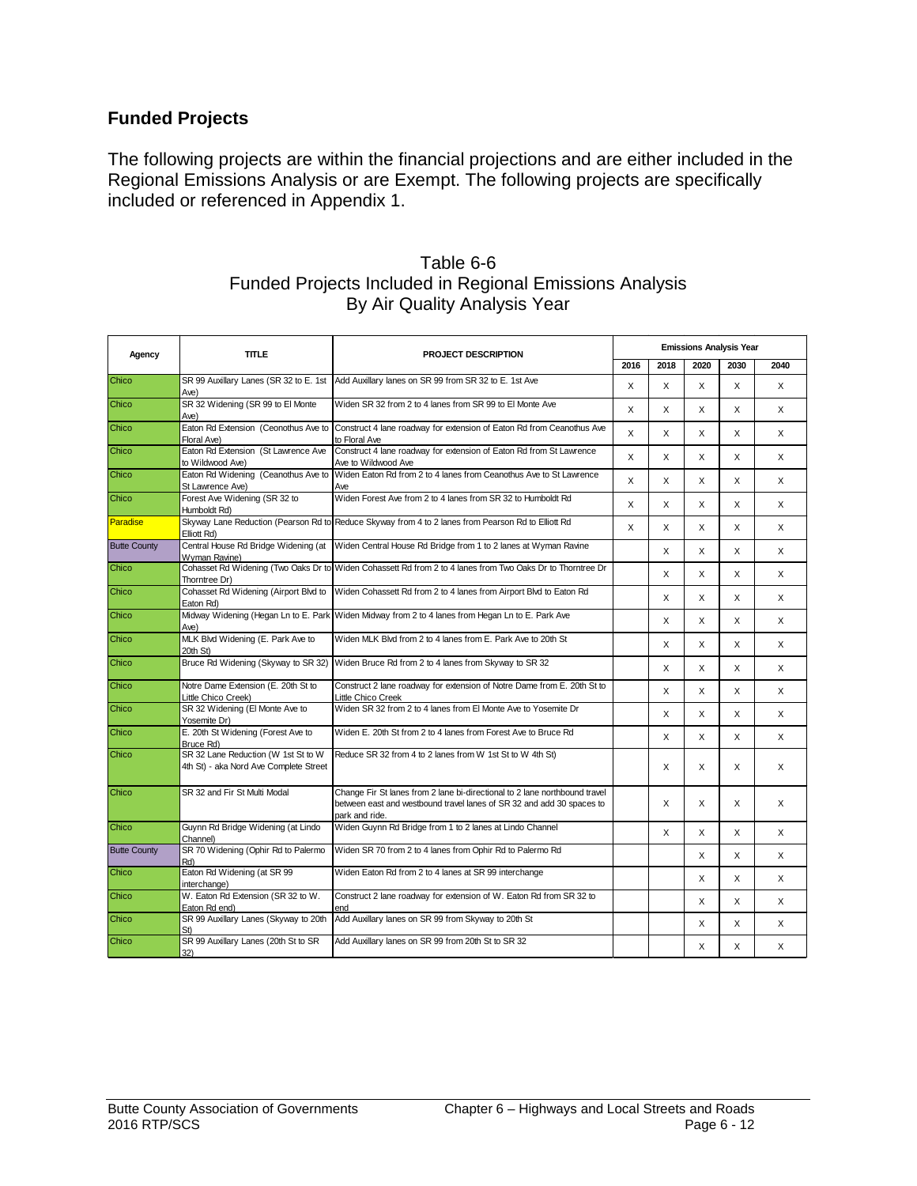## Funded Projects

The following projects are within the financial projections and are either included in the Regional Emissions Analysis or are Exempt. The following projects are specifically included or referenced in Appendix 1.

Table 6-6
Funded Projects Included in Regional Emissions Analysis
By Air Quality Analysis Year

| Agency | TITLE | PROJECT DESCRIPTION | Emissions Analysis Year | | | | |
|---|---|---|---|---|---|---|---|
| | | | 2016 | 2018 | 2020 | 2030 | 2040 |
| Chico | SR 99 Auxillary Lanes (SR 32 to E. 1st Ave) | Add Auxillary lanes on SR 99 from SR 32 to E. 1st Ave | X | X | X | X | X |
| Chico | SR 32 Widening (SR 99 to El Monte Ave) | Widen SR 32 from 2 to 4 lanes from SR 99 to El Monte Ave | X | X | X | X | X |
| Chico | Eaton Rd Extension (Ceonothus Ave to Floral Ave) | Construct 4 lane roadway for extension of Eaton Rd from Ceanothus Ave to Floral Ave | X | X | X | X | X |
| Chico | Eaton Rd Extension (St Lawrence Ave to Wildwood Ave) | Construct 4 lane roadway for extension of Eaton Rd from St Lawrence Ave to Wildwood Ave | X | X | X | X | X |
| Chico | Eaton Rd Widening (Ceanothus Ave to St Lawrence Ave) | Widen Eaton Rd from 2 to 4 lanes from Ceanothus Ave to St Lawrence Ave | X | X | X | X | X |
| Chico | Forest Ave Widening (SR 32 to Humboldt Rd) | Widen Forest Ave from 2 to 4 lanes from SR 32 to Humboldt Rd | X | X | X | X | X |
| Paradise | Skyway Lane Reduction (Pearson Rd to Elliott Rd) | Reduce Skyway from 4 to 2 lanes from Pearson Rd to Elliott Rd | X | X | X | X | X |
| Butte County | Central House Rd Bridge Widening (at Wyman Ravine) | Widen Central House Rd Bridge from 1 to 2 lanes at Wyman Ravine | | X | X | X | X |
| Chico | Cohasset Rd Widening (Two Oaks Dr to Thorntree Dr) | Widen Cohassett Rd from 2 to 4 lanes from Two Oaks Dr to Thorntree Dr | | X | X | X | X |
| Chico | Cohasset Rd Widening (Airport Blvd to Eaton Rd) | Widen Cohassett Rd from 2 to 4 lanes from Airport Blvd to Eaton Rd | | X | X | X | X |
| Chico | Midway Widening (Hegan Ln to E. Park Ave) | Widen Midway from 2 to 4 lanes from Hegan Ln to E. Park Ave | | X | X | X | X |
| Chico | MLK Blvd Widening (E. Park Ave to 20th St) | Widen MLK Blvd from 2 to 4 lanes from E. Park Ave to 20th St | | X | X | X | X |
| Chico | Bruce Rd Widening (Skyway to SR 32) | Widen Bruce Rd from 2 to 4 lanes from Skyway to SR 32 | | X | X | X | X |
| Chico | Notre Dame Extension (E. 20th St to Little Chico Creek) | Construct 2 lane roadway for extension of Notre Dame from E. 20th St to Little Chico Creek | | X | X | X | X |
| Chico | SR 32 Widening (El Monte Ave to Yosemite Dr) | Widen SR 32 from 2 to 4 lanes from El Monte Ave to Yosemite Dr | | X | X | X | X |
| Chico | E. 20th St Widening (Forest Ave to Bruce Rd) | Widen E. 20th St from 2 to 4 lanes from Forest Ave to Bruce Rd | | X | X | X | X |
| Chico | SR 32 Lane Reduction (W 1st St to W 4th St) - aka Nord Ave Complete Street | Reduce SR 32 from 4 to 2 lanes from W 1st St to W 4th St) | | X | X | X | X |
| Chico | SR 32 and Fir St Multi Modal | Change Fir St lanes from 2 lane bi-directional to 2 lane northbound travel between east and westbound travel lanes of SR 32 and add 30 spaces to park and ride. | | X | X | X | X |
| Chico | Guynn Rd Bridge Widening (at Lindo Channel) | Widen Guynn Rd Bridge from 1 to 2 lanes at Lindo Channel | | X | X | X | X |
| Butte County | SR 70 Widening (Ophir Rd to Palermo Rd) | Widen SR 70 from 2 to 4 lanes from Ophir Rd to Palermo Rd | | | X | X | X |
| Chico | Eaton Rd Widening (at SR 99 interchange) | Widen Eaton Rd from 2 to 4 lanes at SR 99 interchange | | | X | X | X |
| Chico | W. Eaton Rd Extension (SR 32 to W. Eaton Rd end) | Construct 2 lane roadway for extension of W. Eaton Rd from SR 32 to end | | | X | X | X |
| Chico | SR 99 Auxillary Lanes (Skyway to 20th St) | Add Auxillary lanes on SR 99 from Skyway to 20th St | | | X | X | X |
| Chico | SR 99 Auxillary Lanes (20th St to SR 32) | Add Auxillary lanes on SR 99 from 20th St to SR 32 | | | X | X | X |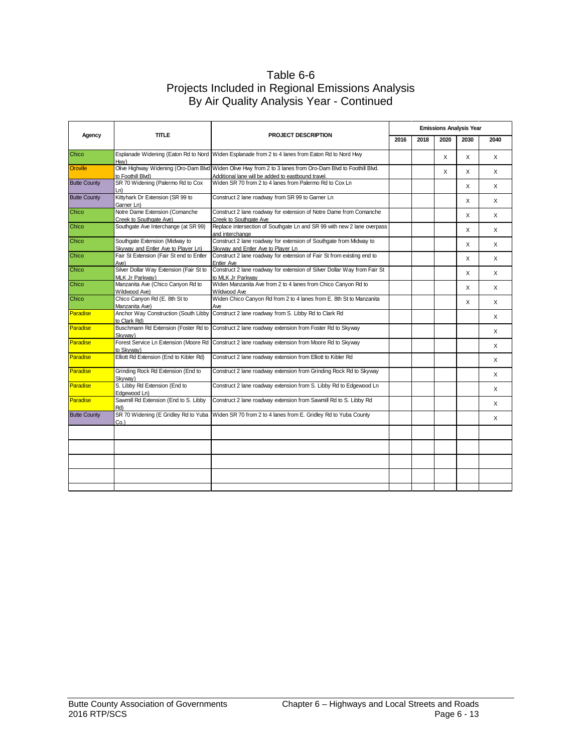# Table 6-6
## Projects Included in Regional Emissions Analysis By Air Quality Analysis Year - Continued

| Agency | TITLE | PROJECT DESCRIPTION | Emissions Analysis Year | | | | |
|---|---|---|---|---|---|---|---|
| | | | 2016 | 2018 | 2020 | 2030 | 2040 |
| Chico | Esplanade Widening (Eaton Rd to Nord Hwy) | Widen Esplanade from 2 to 4 lanes from Eaton Rd to Nord Hwy | | | X | X | X |
| Oroville | Olive Highway Widening (Oro-Dam Blvd to Foothill Blvd) | Widen Olive Hwy from 2 to 3 lanes from Oro-Dam Blvd to Foothill Blvd. Additional lane will be added to eastbound travel. | | | X | X | X |
| Butte County | SR 70 Widening (Palermo Rd to Cox Ln) | Widen SR 70 from 2 to 4 lanes from Palermo Rd to Cox Ln | | | | X | X |
| Butte County | Kittyhark Dr Extension (SR 99 to Garner Ln) | Construct 2 lane roadway from SR 99 to Garner Ln | | | | X | X |
| Chico | Notre Dame Extension (Comanche Creek to Southgate Ave) | Construct 2 lane roadway for extension of Notre Dame from Comanche Creek to Southgate Ave | | | | X | X |
| Chico | Southgate Ave Interchange (at SR 99) | Replace intersection of Southgate Ln and SR 99 with new 2 lane overpass and interchange | | | | X | X |
| Chico | Southgate Extension (Midway to Skyway and Entler Ave to Player Ln) | Construct 2 lane roadway for extension of Southgate from Midway to Skyway and Entler Ave to Player Ln | | | | X | X |
| Chico | Fair St Extension (Fair St end to Entler Ave) | Construct 2 lane roadway for extension of Fair St from existing end to Entler Ave | | | | X | X |
| Chico | Silver Dollar Way Extension (Fair St to MLK Jr Parkway) | Construct 2 lane roadway for extension of Silver Dollar Way from Fair St to MLK Jr Parkway | | | | X | X |
| Chico | Manzanita Ave (Chico Canyon Rd to Wildwood Ave) | Widen Manzanita Ave from 2 to 4 lanes from Chico Canyon Rd to Wildwood Ave | | | | X | X |
| Chico | Chico Canyon Rd (E. 8th St to Manzanita Ave) | Widen Chico Canyon Rd from 2 to 4 lanes from E. 8th St to Manzanita Ave | | | | X | X |
| Paradise | Anchor Way Construction (South Libby to Clark Rd) | Construct 2 lane roadway from S. Libby Rd to Clark Rd | | | | | X |
| Paradise | Buschmann Rd Extension (Foster Rd to Skyway) | Construct 2 lane roadway extension from Foster Rd to Skyway | | | | | X |
| Paradise | Forest Service Ln Extension (Moore Rd to Skyway) | Construct 2 lane roadway extension from Moore Rd to Skyway | | | | | X |
| Paradise | Elliott Rd Extension (End to Kibler Rd) | Construct 2 lane roadway extension from Elliott to Kibler Rd | | | | | X |
| Paradise | Grinding Rock Rd Extension (End to Skyway) | Construct 2 lane roadway extension from Grinding Rock Rd to Skyway | | | | | X |
| Paradise | S. Libby Rd Extension (End to Edgewood Ln) | Construct 2 lane roadway extension from S. Libby Rd to Edgewood Ln | | | | | X |
| Paradise | Sawmill Rd Extension (End to S. Libby Rd) | Construct 2 lane roadway extension from Sawmill Rd to S. Libby Rd | | | | | X |
| Butte County | SR 70 Widening (E Gridley Rd to Yuba Co.) | Widen SR 70 from 2 to 4 lanes from E. Gridley Rd to Yuba County | | | | | X |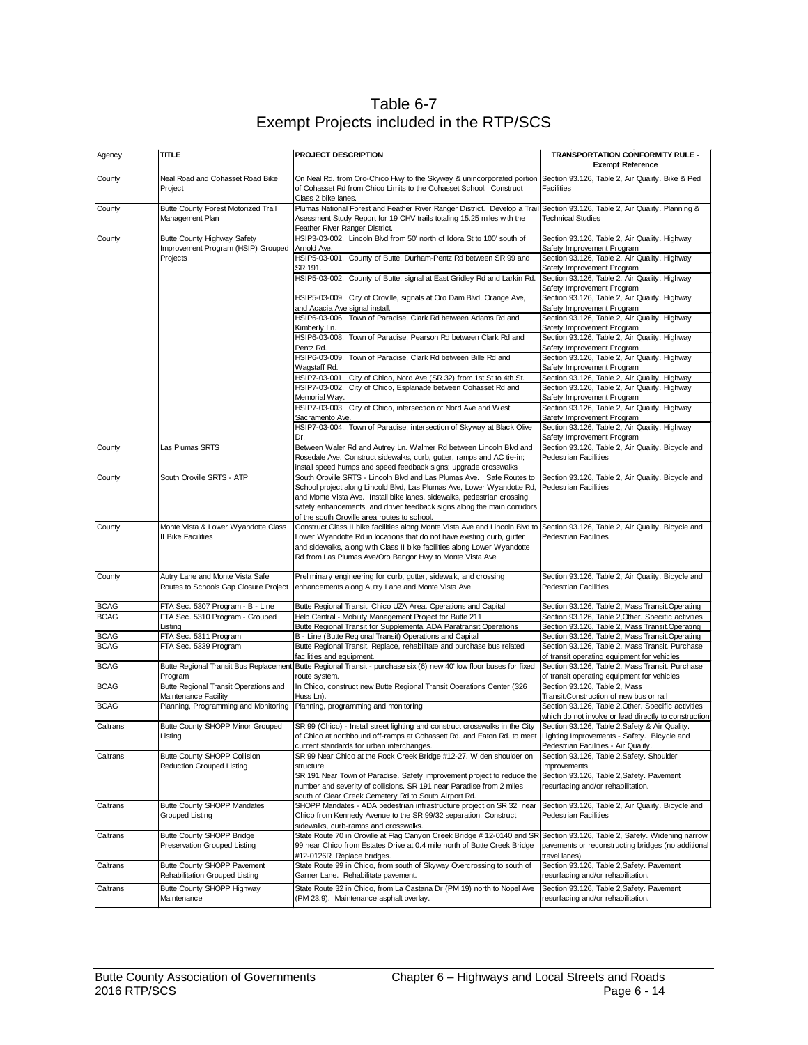# Table 6-7
# Exempt Projects included in the RTP/SCS

| Agency | TITLE | PROJECT DESCRIPTION | TRANSPORTATION CONFORMITY RULE - Exempt Reference |
|---|---|---|---|
| County | Neal Road and Cohasset Road Bike Project | On Neal Rd. from Oro-Chico Hwy to the Skyway & unincorporated portion of Cohasset Rd from Chico Limits to the Cohasset School. Construct Class 2 bike lanes. | Section 93.126, Table 2, Air Quality. Bike & Ped Facilities |
| County | Butte County Forest Motorized Trail Management Plan | Plumas National Forest and Feather River Ranger District. Develop a Trail Asessment Study Report for 19 OHV trails totaling 15.25 miles with the Feather River Ranger District. | Section 93.126, Table 2, Air Quality. Planning & Technical Studies |
| County | Butte County Highway Safety Improvement Program (HSIP) Grouped Projects | HSIP3-03-002. Lincoln Blvd from 50' north of Idora St to 100' south of Arnold Ave. | Section 93.126, Table 2, Air Quality. Highway Safety Improvement Program |
| | | HSIP5-03-001. County of Butte, Durham-Pentz Rd between SR 99 and SR 191. | Section 93.126, Table 2, Air Quality. Highway Safety Improvement Program |
| | | HSIP5-03-002. County of Butte, signal at East Gridley Rd and Larkin Rd. | Section 93.126, Table 2, Air Quality. Highway Safety Improvement Program |
| | | HSIP5-03-009. City of Oroville, signals at Oro Dam Blvd, Orange Ave, and Acacia Ave signal install. | Section 93.126, Table 2, Air Quality. Highway Safety Improvement Program |
| | | HSIP6-03-006. Town of Paradise, Clark Rd between Adams Rd and Kimberly Ln. | Section 93.126, Table 2, Air Quality. Highway Safety Improvement Program |
| | | HSIP6-03-008. Town of Paradise, Pearson Rd between Clark Rd and Pentz Rd. | Section 93.126, Table 2, Air Quality. Highway Safety Improvement Program |
| | | HSIP6-03-009. Town of Paradise, Clark Rd between Bille Rd and Wagstaff Rd. | Section 93.126, Table 2, Air Quality. Highway Safety Improvement Program |
| | | HSIP7-03-001. City of Chico, Nord Ave (SR 32) from 1st St to 4th St. | Section 93.126, Table 2, Air Quality. Highway Safety Improvement Program |
| | | HSIP7-03-002. City of Chico, Esplanade between Cohasset Rd and Memorial Way. | Section 93.126, Table 2, Air Quality. Highway Safety Improvement Program |
| | | HSIP7-03-003. City of Chico, intersection of Nord Ave and West Sacramento Ave. | Section 93.126, Table 2, Air Quality. Highway Safety Improvement Program |
| | | HSIP7-03-004. Town of Paradise, intersection of Skyway at Black Olive Dr. | Section 93.126, Table 2, Air Quality. Highway Safety Improvement Program |
| County | Las Plumas SRTS | Between Waler Rd and Autrey Ln. Walmer Rd between Lincoln Blvd and Rosedale Ave. Construct sidewalks, curb, gutter, ramps and AC tie-in; install speed humps and speed feedback signs; upgrade crosswalks | Section 93.126, Table 2, Air Quality. Bicycle and Pedestrian Facilities |
| County | South Oroville SRTS - ATP | South Oroville SRTS - Lincoln Blvd and Las Plumas Ave. Safe Routes to School project along Lincold Blvd, Las Plumas Ave, Lower Wyandotte Rd, and Monte Vista Ave. Install bike lanes, sidewalks, pedestrian crossing safety enhancements, and driver feedback signs along the main corridors of the south Oroville area routes to school. | Section 93.126, Table 2, Air Quality. Bicycle and Pedestrian Facilities |
| County | Monte Vista & Lower Wyandotte Class II Bike Facilities | Construct Class II bike facilities along Monte Vista Ave and Lincoln Blvd to Lower Wyandotte Rd in locations that do not have existing curb, gutter and sidewalks, along with Class II bike facilities along Lower Wyandotte Rd from Las Plumas Ave/Oro Bangor Hwy to Monte Vista Ave | Section 93.126, Table 2, Air Quality. Bicycle and Pedestrian Facilities |
| County | Autry Lane and Monte Vista Safe Routes to Schools Gap Closure Project | Preliminary engineering for curb, gutter, sidewalk, and crossing enhancements along Autry Lane and Monte Vista Ave. | Section 93.126, Table 2, Air Quality. Bicycle and Pedestrian Facilities |
| BCAG | FTA Sec. 5307 Program - B - Line | Butte Regional Transit. Chico UZA Area. Operations and Capital | Section 93.126, Table 2, Mass Transit.Operating |
| BCAG | FTA Sec. 5310 Program - Grouped Listing | Help Central - Mobility Management Project for Butte 211 | Section 93.126, Table 2,Other. Specific activities |
| | | Butte Regional Transit for Supplemental ADA Paratransit Operations | Section 93.126, Table 2, Mass Transit.Operating |
| BCAG | FTA Sec. 5311 Program | B - Line (Butte Regional Transit) Operations and Capital | Section 93.126, Table 2, Mass Transit.Operating |
| BCAG | FTA Sec. 5339 Program | Butte Regional Transit. Replace, rehabilitate and purchase bus related facilities and equipment. | Section 93.126, Table 2, Mass Transit. Purchase of transit operating equipment for vehicles |
| BCAG | Butte Regional Transit Bus Replacement Program | Butte Regional Transit - purchase six (6) new 40' low floor buses for fixed route system. | Section 93.126, Table 2, Mass Transit. Purchase of transit operating equipment for vehicles |
| BCAG | Butte Regional Transit Operations and Maintenance Facility | In Chico, construct new Butte Regional Transit Operations Center (326 Huss Ln). | Section 93.126, Table 2, Mass Transit.Construction of new bus or rail |
| BCAG | Planning, Programming and Monitoring | Planning, programming and monitoring | Section 93.126, Table 2,Other. Specific activities which do not involve or lead directly to construction |
| Caltrans | Butte County SHOPP Minor Grouped Listing | SR 99 (Chico) - Install street lighting and construct crosswalks in the City of Chico at northbound off-ramps at Cohassett Rd. and Eaton Rd. to meet current standards for urban interchanges. | Section 93.126, Table 2,Safety & Air Quality. Lighting Improvements - Safety. Bicycle and Pedestrian Facilities - Air Quality. |
| Caltrans | Butte County SHOPP Collision Reduction Grouped Listing | SR 99 Near Chico at the Rock Creek Bridge #12-27. Widen shoulder on structure | Section 93.126, Table 2,Safety. Shoulder Improvements |
| | | SR 191 Near Town of Paradise. Safety improvement project to reduce the number and severity of collisions. SR 191 near Paradise from 2 miles south of Clear Creek Cemetery Rd to South Airport Rd. | Section 93.126, Table 2,Safety. Pavement resurfacing and/or rehabilitation. |
| Caltrans | Butte County SHOPP Mandates Grouped Listing | SHOPP Mandates - ADA pedestrian infrastructure project on SR 32 near Chico from Kennedy Avenue to the SR 99/32 separation. Construct sidewalks, curb-ramps and crosswalks. | Section 93.126, Table 2, Air Quality. Bicycle and Pedestrian Facilities |
| Caltrans | Butte County SHOPP Bridge Preservation Grouped Listing | State Route 70 in Oroville at Flag Canyon Creek Bridge # 12-0140 and SR 99 near Chico from Estates Drive at 0.4 mile north of Butte Creek Bridge #12-0126R. Replace bridges. | Section 93.126, Table 2, Safety. Widening narrow pavements or reconstructing bridges (no additional travel lanes) |
| Caltrans | Butte County SHOPP Pavement Rehabilitation Grouped Listing | State Route 99 in Chico, from south of Skyway Overcrossing to south of Garner Lane. Rehabilitate pavement. | Section 93.126, Table 2,Safety. Pavement resurfacing and/or rehabilitation. |
| Caltrans | Butte County SHOPP Highway Maintenance | State Route 32 in Chico, from La Castana Dr (PM 19) north to Nopel Ave (PM 23.9). Maintenance asphalt overlay. | Section 93.126, Table 2,Safety. Pavement resurfacing and/or rehabilitation. |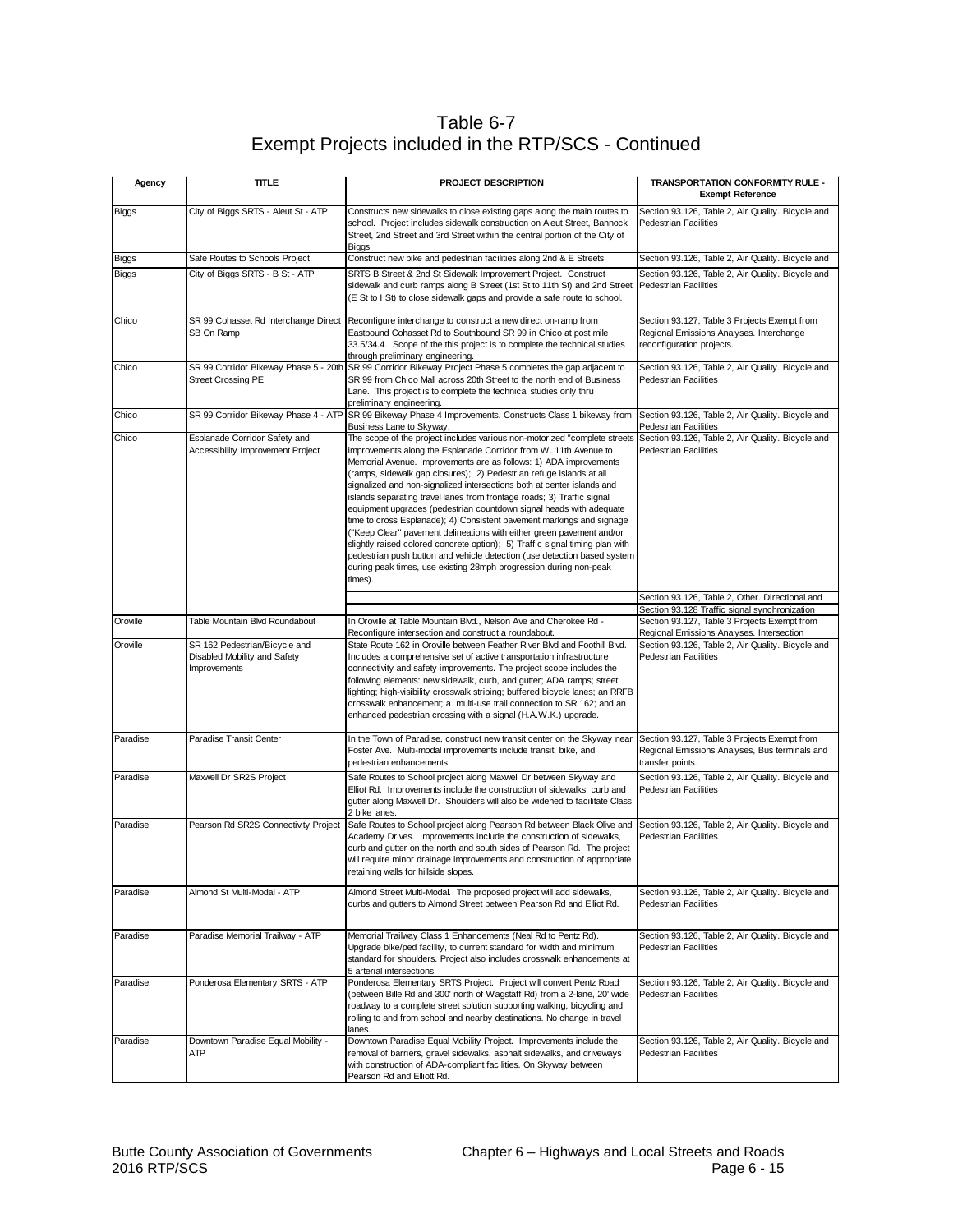# Table 6-7
## Exempt Projects included in the RTP/SCS - Continued

| Agency | TITLE | PROJECT DESCRIPTION | TRANSPORTATION CONFORMITY RULE - Exempt Reference |
|---|---|---|---|
| Biggs | City of Biggs SRTS - Aleut St - ATP | Constructs new sidewalks to close existing gaps along the main routes to school. Project includes sidewalk construction on Aleut Street, Bannock Street, 2nd Street and 3rd Street within the central portion of the City of Biggs. | Section 93.126, Table 2, Air Quality. Bicycle and Pedestrian Facilities |
| Biggs | Safe Routes to Schools Project | Construct new bike and pedestrian facilities along 2nd & E Streets | Section 93.126, Table 2, Air Quality. Bicycle and |
| Biggs | City of Biggs SRTS - B St - ATP | SRTS B Street & 2nd St Sidewalk Improvement Project. Construct sidewalk and curb ramps along B Street (1st St to 11th St) and 2nd Street (E St to I St) to close sidewalk gaps and provide a safe route to school. | Section 93.126, Table 2, Air Quality. Bicycle and Pedestrian Facilities |
| Chico | SR 99 Cohasset Rd Interchange Direct SB On Ramp | Reconfigure interchange to construct a new direct on-ramp from Eastbound Cohasset Rd to Southbound SR 99 in Chico at post mile 33.5/34.4. Scope of the this project is to complete the technical studies through preliminary engineering. | Section 93.127, Table 3 Projects Exempt from Regional Emissions Analyses. Interchange reconfiguration projects. |
| Chico | SR 99 Corridor Bikeway Phase 5 - 20th Street Crossing PE | SR 99 Corridor Bikeway Project Phase 5 completes the gap adjacent to SR 99 from Chico Mall across 20th Street to the north end of Business Lane. This project is to complete the technical studies only thru preliminary engineering. | Section 93.126, Table 2, Air Quality. Bicycle and Pedestrian Facilities |
| Chico | SR 99 Corridor Bikeway Phase 4 - ATP | SR 99 Bikeway Phase 4 Improvements. Constructs Class 1 bikeway from Business Lane to Skyway. | Section 93.126, Table 2, Air Quality. Bicycle and Pedestrian Facilities |
| Chico | Esplanade Corridor Safety and Accessibility Improvement Project | The scope of the project includes various non-motorized "complete streets improvements along the Esplanade Corridor from W. 11th Avenue to Memorial Avenue. Improvements are as follows: 1) ADA improvements (ramps, sidewalk gap closures); 2) Pedestrian refuge islands at all signalized and non-signalized intersections both at center islands and islands separating travel lanes from frontage roads; 3) Traffic signal equipment upgrades (pedestrian countdown signal heads with adequate time to cross Esplanade); 4) Consistent pavement markings and signage ("Keep Clear" pavement delineations with either green pavement and/or slightly raised colored concrete option); 5) Traffic signal timing plan with pedestrian push button and vehicle detection (use detection based system during peak times, use existing 28mph progression during non-peak times). | Section 93.126, Table 2, Air Quality. Bicycle and Pedestrian Facilities |
| | | | Section 93.126, Table 2, Other. Directional and |
| | | | Section 93.128 Traffic signal synchronization |
| Oroville | Table Mountain Blvd Roundabout | In Oroville at Table Mountain Blvd., Nelson Ave and Cherokee Rd - Reconfigure intersection and construct a roundabout. | Section 93.127, Table 3 Projects Exempt from Regional Emissions Analyses. Intersection |
| Oroville | SR 162 Pedestrian/Bicycle and Disabled Mobility and Safety Improvements | State Route 162 in Oroville between Feather River Blvd and Foothill Blvd. Includes a comprehensive set of active transportation infrastructure connectivity and safety improvements. The project scope includes the following elements: new sidewalk, curb, and gutter; ADA ramps; street lighting; high-visibility crosswalk striping; buffered bicycle lanes; an RRFB crosswalk enhancement; a multi-use trail connection to SR 162; and an enhanced pedestrian crossing with a signal (H.A.W.K.) upgrade. | Section 93.126, Table 2, Air Quality. Bicycle and Pedestrian Facilities |
| Paradise | Paradise Transit Center | In the Town of Paradise, construct new transit center on the Skyway near Foster Ave. Multi-modal improvements include transit, bike, and pedestrian enhancements. | Section 93.127, Table 3 Projects Exempt from Regional Emissions Analyses, Bus terminals and transfer points. |
| Paradise | Maxwell Dr SR2S Project | Safe Routes to School project along Maxwell Dr between Skyway and Elliot Rd. Improvements include the construction of sidewalks, curb and gutter along Maxwell Dr. Shoulders will also be widened to facilitate Class 2 bike lanes. | Section 93.126, Table 2, Air Quality. Bicycle and Pedestrian Facilities |
| Paradise | Pearson Rd SR2S Connectivity Project | Safe Routes to School project along Pearson Rd between Black Olive and Academy Drives. Improvements include the construction of sidewalks, curb and gutter on the north and south sides of Pearson Rd. The project will require minor drainage improvements and construction of appropriate retaining walls for hillside slopes. | Section 93.126, Table 2, Air Quality. Bicycle and Pedestrian Facilities |
| Paradise | Almond St Multi-Modal - ATP | Almond Street Multi-Modal. The proposed project will add sidewalks, curbs and gutters to Almond Street between Pearson Rd and Elliot Rd. | Section 93.126, Table 2, Air Quality. Bicycle and Pedestrian Facilities |
| Paradise | Paradise Memorial Trailway - ATP | Memorial Trailway Class 1 Enhancements (Neal Rd to Pentz Rd). Upgrade bike/ped facility, to current standard for width and minimum standard for shoulders. Project also includes crosswalk enhancements at 5 arterial intersections. | Section 93.126, Table 2, Air Quality. Bicycle and Pedestrian Facilities |
| Paradise | Ponderosa Elementary SRTS - ATP | Ponderosa Elementary SRTS Project. Project will convert Pentz Road (between Bille Rd and 300' north of Wagstaff Rd) from a 2-lane, 20' wide roadway to a complete street solution supporting walking, bicycling and rolling to and from school and nearby destinations. No change in travel lanes. | Section 93.126, Table 2, Air Quality. Bicycle and Pedestrian Facilities |
| Paradise | Downtown Paradise Equal Mobility - ATP | Downtown Paradise Equal Mobility Project. Improvements include the removal of barriers, gravel sidewalks, asphalt sidewalks, and driveways with construction of ADA-compliant facilities. On Skyway between Pearson Rd and Elliott Rd. | Section 93.126, Table 2, Air Quality. Bicycle and Pedestrian Facilities |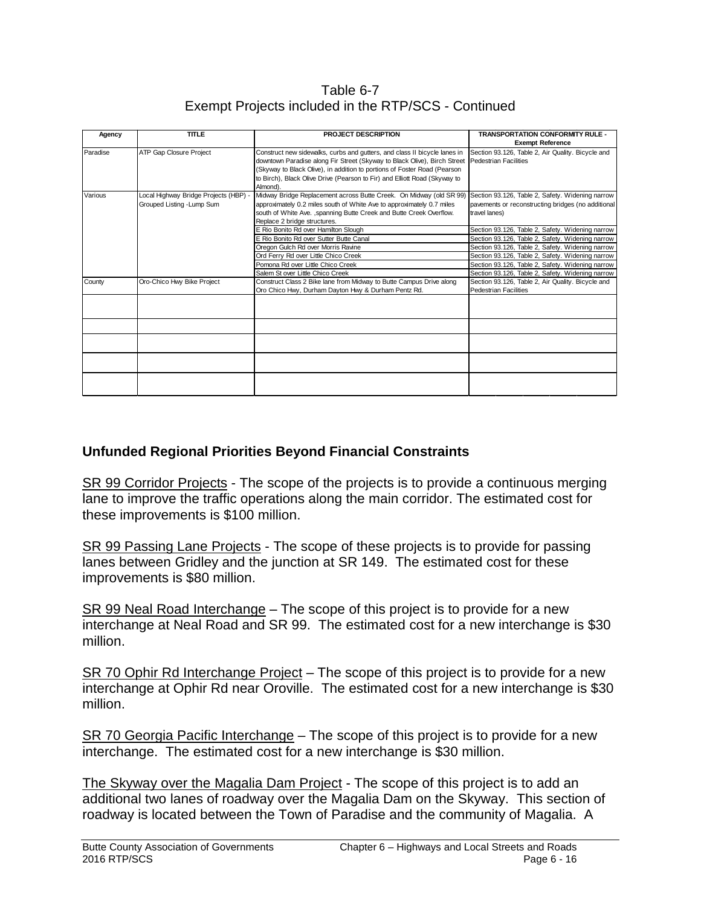Table 6-7
Exempt Projects included in the RTP/SCS - Continued

| Agency | TITLE | PROJECT DESCRIPTION | TRANSPORTATION CONFORMITY RULE - Exempt Reference |
|---|---|---|---|
| Paradise | ATP Gap Closure Project | Construct new sidewalks, curbs and gutters, and class II bicycle lanes in downtown Paradise along Fir Street (Skyway to Black Olive), Birch Street (Skyway to Black Olive), in addition to portions of Foster Road (Pearson to Birch), Black Olive Drive (Pearson to Fir) and Elliott Road (Skyway to Almond). | Section 93.126, Table 2, Air Quality. Bicycle and Pedestrian Facilities |
| Various | Local Highway Bridge Projects (HBP) - Grouped Listing -Lump Sum | Midway Bridge Replacement across Butte Creek. On Midway (old SR 99) approximately 0.2 miles south of White Ave to approximately 0.7 miles south of White Ave. ,spanning Butte Creek and Butte Creek Overflow. Replace 2 bridge structures. | Section 93.126, Table 2, Safety. Widening narrow pavements or reconstructing bridges (no additional travel lanes) |
| | | E Rio Bonito Rd over Hamilton Slough | Section 93.126, Table 2, Safety. Widening narrow |
| | | E Rio Bonito Rd over Sutter Butte Canal | Section 93.126, Table 2, Safety. Widening narrow |
| | | Oregon Gulch Rd over Morris Ravine | Section 93.126, Table 2, Safety. Widening narrow |
| | | Ord Ferry Rd over Little Chico Creek | Section 93.126, Table 2, Safety. Widening narrow |
| | | Pomona Rd over Little Chico Creek | Section 93.126, Table 2, Safety. Widening narrow |
| | | Salem St over Little Chico Creek | Section 93.126, Table 2, Safety. Widening narrow |
| County | Oro-Chico Hwy Bike Project | Construct Class 2 Bike lane from Midway to Butte Campus Drive along Oro Chico Hwy, Durham Dayton Hwy & Durham Pentz Rd. | Section 93.126, Table 2, Air Quality. Bicycle and Pedestrian Facilities |
| | | | |
| | | | |
| | | | |
| | | | |
| | | | |

## Unfunded Regional Priorities Beyond Financial Constraints

SR 99 Corridor Projects - The scope of the projects is to provide a continuous merging lane to improve the traffic operations along the main corridor. The estimated cost for these improvements is $100 million.

SR 99 Passing Lane Projects - The scope of these projects is to provide for passing lanes between Gridley and the junction at SR 149. The estimated cost for these improvements is $80 million.

SR 99 Neal Road Interchange – The scope of this project is to provide for a new interchange at Neal Road and SR 99. The estimated cost for a new interchange is $30 million.

SR 70 Ophir Rd Interchange Project – The scope of this project is to provide for a new interchange at Ophir Rd near Oroville. The estimated cost for a new interchange is $30 million.

SR 70 Georgia Pacific Interchange – The scope of this project is to provide for a new interchange. The estimated cost for a new interchange is $30 million.

The Skyway over the Magalia Dam Project - The scope of this project is to add an additional two lanes of roadway over the Magalia Dam on the Skyway. This section of roadway is located between the Town of Paradise and the community of Magalia. A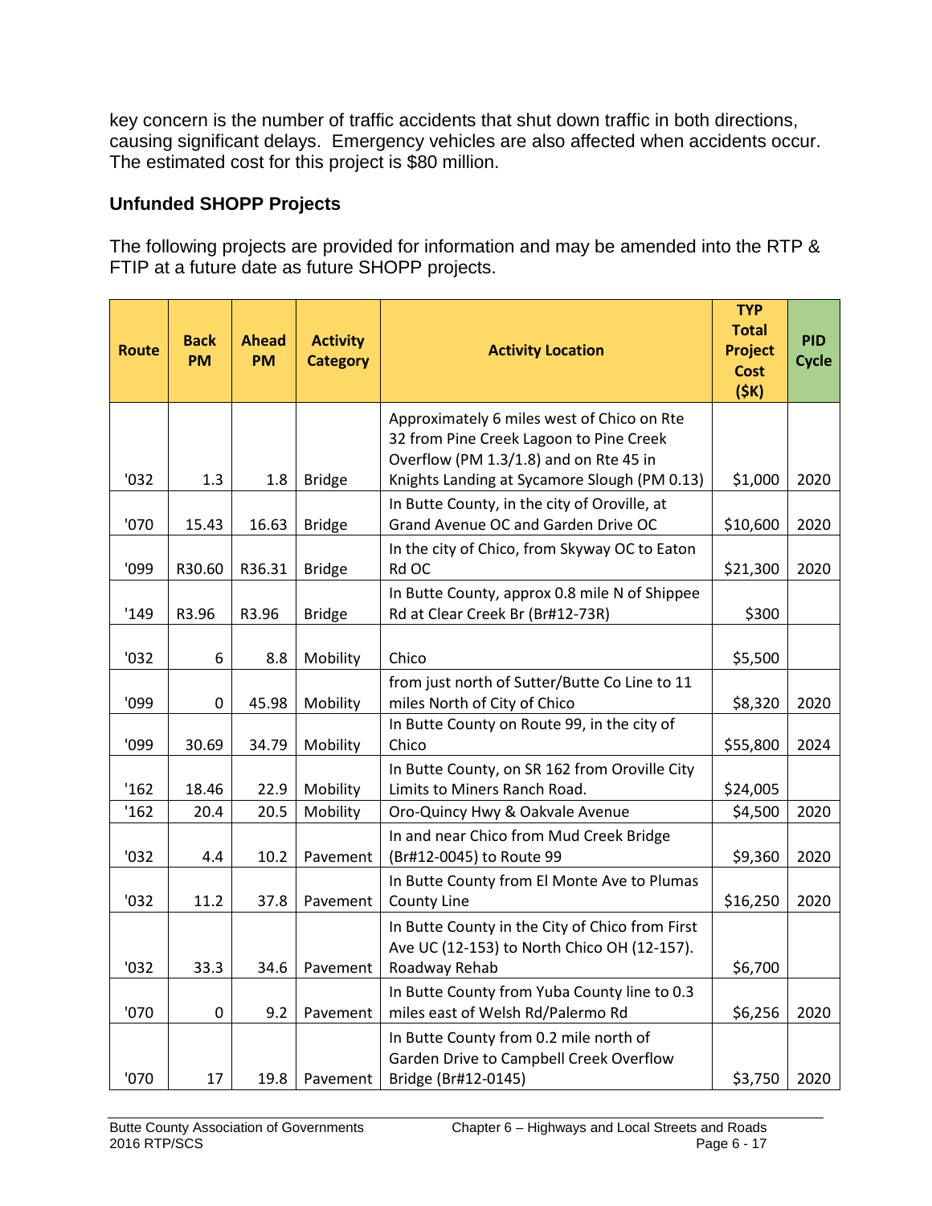key concern is the number of traffic accidents that shut down traffic in both directions, causing significant delays. Emergency vehicles are also affected when accidents occur. The estimated cost for this project is $80 million.

### Unfunded SHOPP Projects

The following projects are provided for information and may be amended into the RTP & FTIP at a future date as future SHOPP projects.

| Route | Back PM | Ahead PM | Activity Category | Activity Location | TYP Total Project Cost ($K) | PID Cycle |
|---|---|---|---|---|---|---|
| '032 | 1.3 | 1.8 | Bridge | Approximately 6 miles west of Chico on Rte 32 from Pine Creek Lagoon to Pine Creek Overflow (PM 1.3/1.8) and on Rte 45 in Knights Landing at Sycamore Slough (PM 0.13) | $1,000 | 2020 |
| '070 | 15.43 | 16.63 | Bridge | In Butte County, in the city of Oroville, at Grand Avenue OC and Garden Drive OC | $10,600 | 2020 |
| '099 | R30.60 | R36.31 | Bridge | In the city of Chico, from Skyway OC to Eaton Rd OC | $21,300 | 2020 |
| '149 | R3.96 | R3.96 | Bridge | In Butte County, approx 0.8 mile N of Shippee Rd at Clear Creek Br (Br#12-73R) | $300 | |
| '032 | 6 | 8.8 | Mobility | Chico | $5,500 | |
| '099 | 0 | 45.98 | Mobility | from just north of Sutter/Butte Co Line to 11 miles North of City of Chico | $8,320 | 2020 |
| '099 | 30.69 | 34.79 | Mobility | In Butte County on Route 99, in the city of Chico | $55,800 | 2024 |
| '162 | 18.46 | 22.9 | Mobility | In Butte County, on SR 162 from Oroville City Limits to Miners Ranch Road. | $24,005 | |
| '162 | 20.4 | 20.5 | Mobility | Oro-Quincy Hwy & Oakvale Avenue | $4,500 | 2020 |
| '032 | 4.4 | 10.2 | Pavement | In and near Chico from Mud Creek Bridge (Br#12-0045) to Route 99 | $9,360 | 2020 |
| '032 | 11.2 | 37.8 | Pavement | In Butte County from El Monte Ave to Plumas County Line | $16,250 | 2020 |
| '032 | 33.3 | 34.6 | Pavement | In Butte County in the City of Chico from First Ave UC (12-153) to North Chico OH (12-157). Roadway Rehab | $6,700 | |
| '070 | 0 | 9.2 | Pavement | In Butte County from Yuba County line to 0.3 miles east of Welsh Rd/Palermo Rd | $6,256 | 2020 |
| '070 | 17 | 19.8 | Pavement | In Butte County from 0.2 mile north of Garden Drive to Campbell Creek Overflow Bridge (Br#12-0145) | $3,750 | 2020 |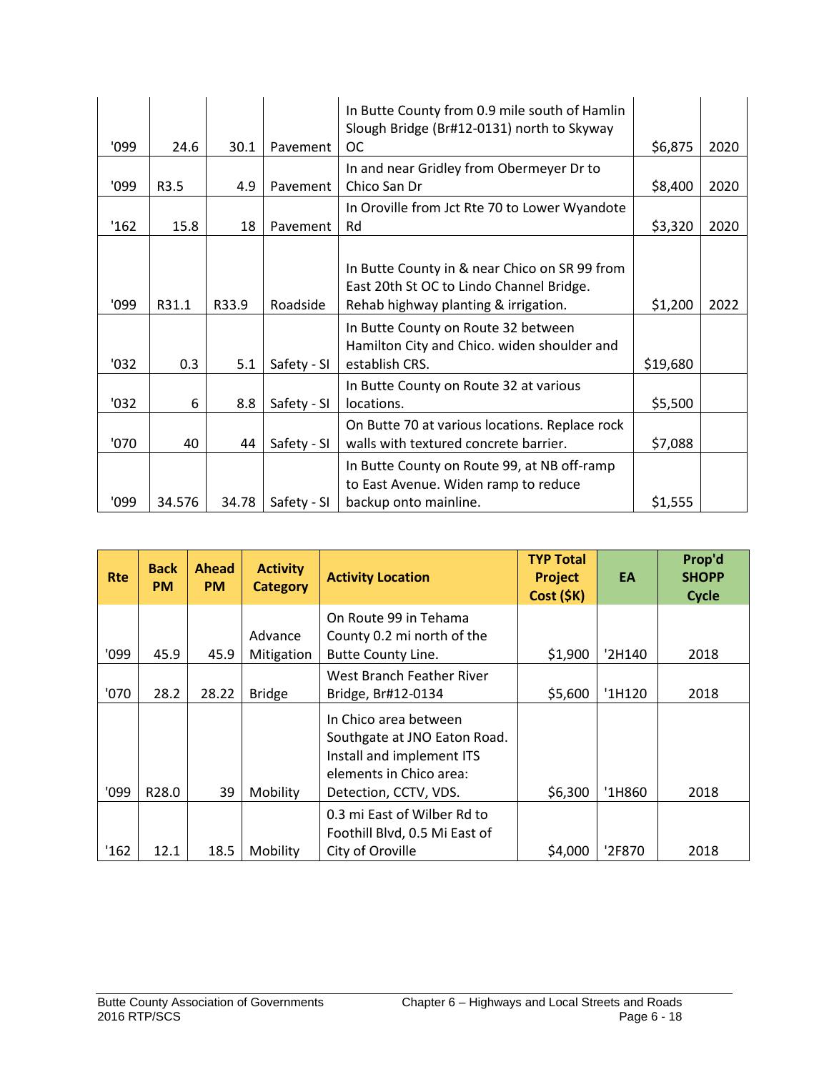| | | | | | | |
|---|---|---|---|---|---|---|
| '099 | 24.6 | 30.1 | Pavement | In Butte County from 0.9 mile south of Hamlin Slough Bridge (Br#12-0131) north to Skyway OC | $6,875 | 2020 |
| '099 | R3.5 | 4.9 | Pavement | In and near Gridley from Obermeyer Dr to Chico San Dr | $8,400 | 2020 |
| '162 | 15.8 | 18 | Pavement | In Oroville from Jct Rte 70 to Lower Wyandote Rd | $3,320 | 2020 |
| '099 | R31.1 | R33.9 | Roadside | In Butte County in & near Chico on SR 99 from East 20th St OC to Lindo Channel Bridge. Rehab highway planting & irrigation. | $1,200 | 2022 |
| '032 | 0.3 | 5.1 | Safety - SI | In Butte County on Route 32 between Hamilton City and Chico. widen shoulder and establish CRS. | $19,680 | |
| '032 | 6 | 8.8 | Safety - SI | In Butte County on Route 32 at various locations. | $5,500 | |
| '070 | 40 | 44 | Safety - SI | On Butte 70 at various locations. Replace rock walls with textured concrete barrier. | $7,088 | |
| '099 | 34.576 | 34.78 | Safety - SI | In Butte County on Route 99, at NB off-ramp to East Avenue. Widen ramp to reduce backup onto mainline. | $1,555 | |

| Rte | Back PM | Ahead PM | Activity Category | Activity Location | TYP Total Project Cost ($K) | EA | Prop'd SHOPP Cycle |
|---|---|---|---|---|---|---|---|
| '099 | 45.9 | 45.9 | Advance Mitigation | On Route 99 in Tehama County 0.2 mi north of the Butte County Line. | $1,900 | '2H140 | 2018 |
| '070 | 28.2 | 28.22 | Bridge | West Branch Feather River Bridge, Br#12-0134 | $5,600 | '1H120 | 2018 |
| '099 | R28.0 | 39 | Mobility | In Chico area between Southgate at JNO Eaton Road. Install and implement ITS elements in Chico area: Detection, CCTV, VDS. | $6,300 | '1H860 | 2018 |
| '162 | 12.1 | 18.5 | Mobility | 0.3 mi East of Wilber Rd to Foothill Blvd, 0.5 Mi East of City of Oroville | $4,000 | '2F870 | 2018 |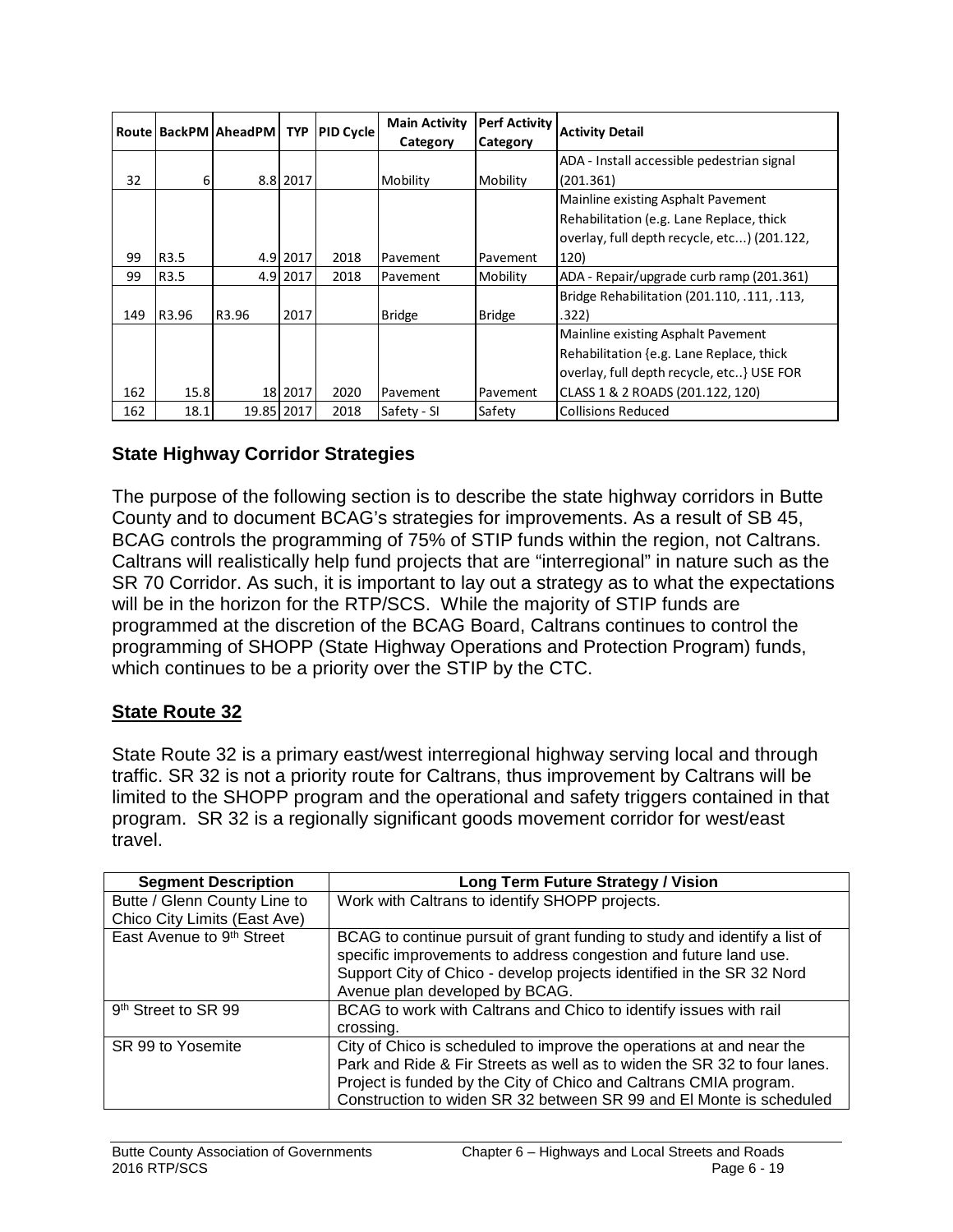| Route | BackPM | AheadPM | TYP | PID Cycle | Main Activity Category | Perf Activity Category | Activity Detail |
|---|---|---|---|---|---|---|---|
| 32 | 6 | 8.8 | 2017 | | Mobility | Mobility | ADA - Install accessible pedestrian signal (201.361) |
| 99 | R3.5 | 4.9 | 2017 | 2018 | Pavement | Pavement | Mainline existing Asphalt Pavement Rehabilitation (e.g. Lane Replace, thick overlay, full depth recycle, etc...) (201.122, 120) |
| 99 | R3.5 | 4.9 | 2017 | 2018 | Pavement | Mobility | ADA - Repair/upgrade curb ramp (201.361) |
| 149 | R3.96 | R3.96 | 2017 | | Bridge | Bridge | Bridge Rehabilitation (201.110, .111, .113, .322) |
| 162 | 15.8 | 18 | 2017 | 2020 | Pavement | Pavement | Mainline existing Asphalt Pavement Rehabilitation {e.g. Lane Replace, thick overlay, full depth recycle, etc..} USE FOR CLASS 1 & 2 ROADS (201.122, 120) |
| 162 | 18.1 | 19.85 | 2017 | 2018 | Safety - SI | Safety | Collisions Reduced |

## State Highway Corridor Strategies

The purpose of the following section is to describe the state highway corridors in Butte County and to document BCAG's strategies for improvements. As a result of SB 45, BCAG controls the programming of 75% of STIP funds within the region, not Caltrans. Caltrans will realistically help fund projects that are "interregional" in nature such as the SR 70 Corridor. As such, it is important to lay out a strategy as to what the expectations will be in the horizon for the RTP/SCS. While the majority of STIP funds are programmed at the discretion of the BCAG Board, Caltrans continues to control the programming of SHOPP (State Highway Operations and Protection Program) funds, which continues to be a priority over the STIP by the CTC.

## State Route 32

State Route 32 is a primary east/west interregional highway serving local and through traffic. SR 32 is not a priority route for Caltrans, thus improvement by Caltrans will be limited to the SHOPP program and the operational and safety triggers contained in that program. SR 32 is a regionally significant goods movement corridor for west/east travel.

| Segment Description | Long Term Future Strategy / Vision |
|---|---|
| Butte / Glenn County Line to Chico City Limits (East Ave) | Work with Caltrans to identify SHOPP projects. |
| East Avenue to 9th Street | BCAG to continue pursuit of grant funding to study and identify a list of specific improvements to address congestion and future land use. Support City of Chico - develop projects identified in the SR 32 Nord Avenue plan developed by BCAG. |
| 9th Street to SR 99 | BCAG to work with Caltrans and Chico to identify issues with rail crossing. |
| SR 99 to Yosemite | City of Chico is scheduled to improve the operations at and near the Park and Ride & Fir Streets as well as to widen the SR 32 to four lanes. Project is funded by the City of Chico and Caltrans CMIA program. Construction to widen SR 32 between SR 99 and El Monte is scheduled |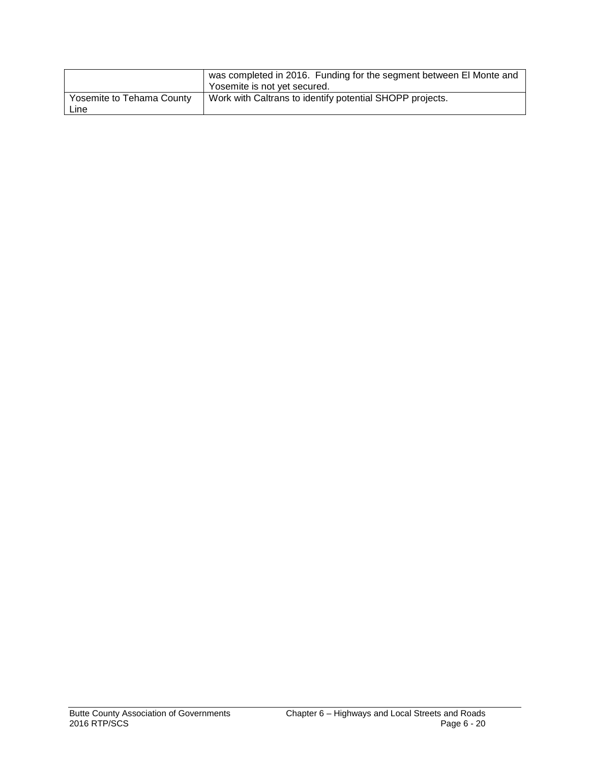| | |
|---|---|
| | was completed in 2016. Funding for the segment between El Monte and Yosemite is not yet secured. |
| Yosemite to Tehama County Line | Work with Caltrans to identify potential SHOPP projects. |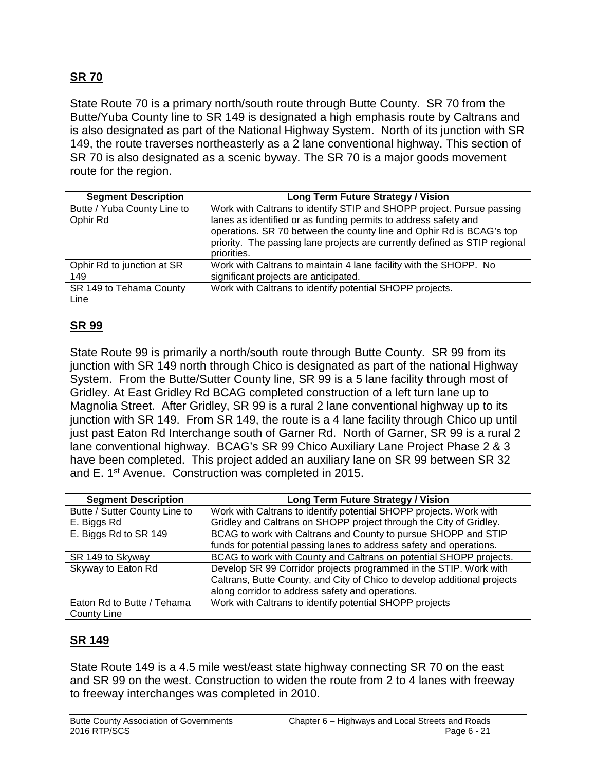## SR 70

State Route 70 is a primary north/south route through Butte County. SR 70 from the Butte/Yuba County line to SR 149 is designated a high emphasis route by Caltrans and is also designated as part of the National Highway System. North of its junction with SR 149, the route traverses northeasterly as a 2 lane conventional highway. This section of SR 70 is also designated as a scenic byway. The SR 70 is a major goods movement route for the region.

| Segment Description | Long Term Future Strategy / Vision |
|---|---|
| Butte / Yuba County Line to Ophir Rd | Work with Caltrans to identify STIP and SHOPP project. Pursue passing lanes as identified or as funding permits to address safety and operations. SR 70 between the county line and Ophir Rd is BCAG's top priority. The passing lane projects are currently defined as STIP regional priorities. |
| Ophir Rd to junction at SR 149 | Work with Caltrans to maintain 4 lane facility with the SHOPP. No significant projects are anticipated. |
| SR 149 to Tehama County Line | Work with Caltrans to identify potential SHOPP projects. |

## SR 99

State Route 99 is primarily a north/south route through Butte County. SR 99 from its junction with SR 149 north through Chico is designated as part of the national Highway System. From the Butte/Sutter County line, SR 99 is a 5 lane facility through most of Gridley. At East Gridley Rd BCAG completed construction of a left turn lane up to Magnolia Street. After Gridley, SR 99 is a rural 2 lane conventional highway up to its junction with SR 149. From SR 149, the route is a 4 lane facility through Chico up until just past Eaton Rd Interchange south of Garner Rd. North of Garner, SR 99 is a rural 2 lane conventional highway. BCAG's SR 99 Chico Auxiliary Lane Project Phase 2 & 3 have been completed. This project added an auxiliary lane on SR 99 between SR 32 and E. 1st Avenue. Construction was completed in 2015.

| Segment Description | Long Term Future Strategy / Vision |
|---|---|
| Butte / Sutter County Line to E. Biggs Rd | Work with Caltrans to identify potential SHOPP projects. Work with Gridley and Caltrans on SHOPP project through the City of Gridley. |
| E. Biggs Rd to SR 149 | BCAG to work with Caltrans and County to pursue SHOPP and STIP funds for potential passing lanes to address safety and operations. |
| SR 149 to Skyway | BCAG to work with County and Caltrans on potential SHOPP projects. |
| Skyway to Eaton Rd | Develop SR 99 Corridor projects programmed in the STIP. Work with Caltrans, Butte County, and City of Chico to develop additional projects along corridor to address safety and operations. |
| Eaton Rd to Butte / Tehama County Line | Work with Caltrans to identify potential SHOPP projects |

## SR 149

State Route 149 is a 4.5 mile west/east state highway connecting SR 70 on the east and SR 99 on the west. Construction to widen the route from 2 to 4 lanes with freeway to freeway interchanges was completed in 2010.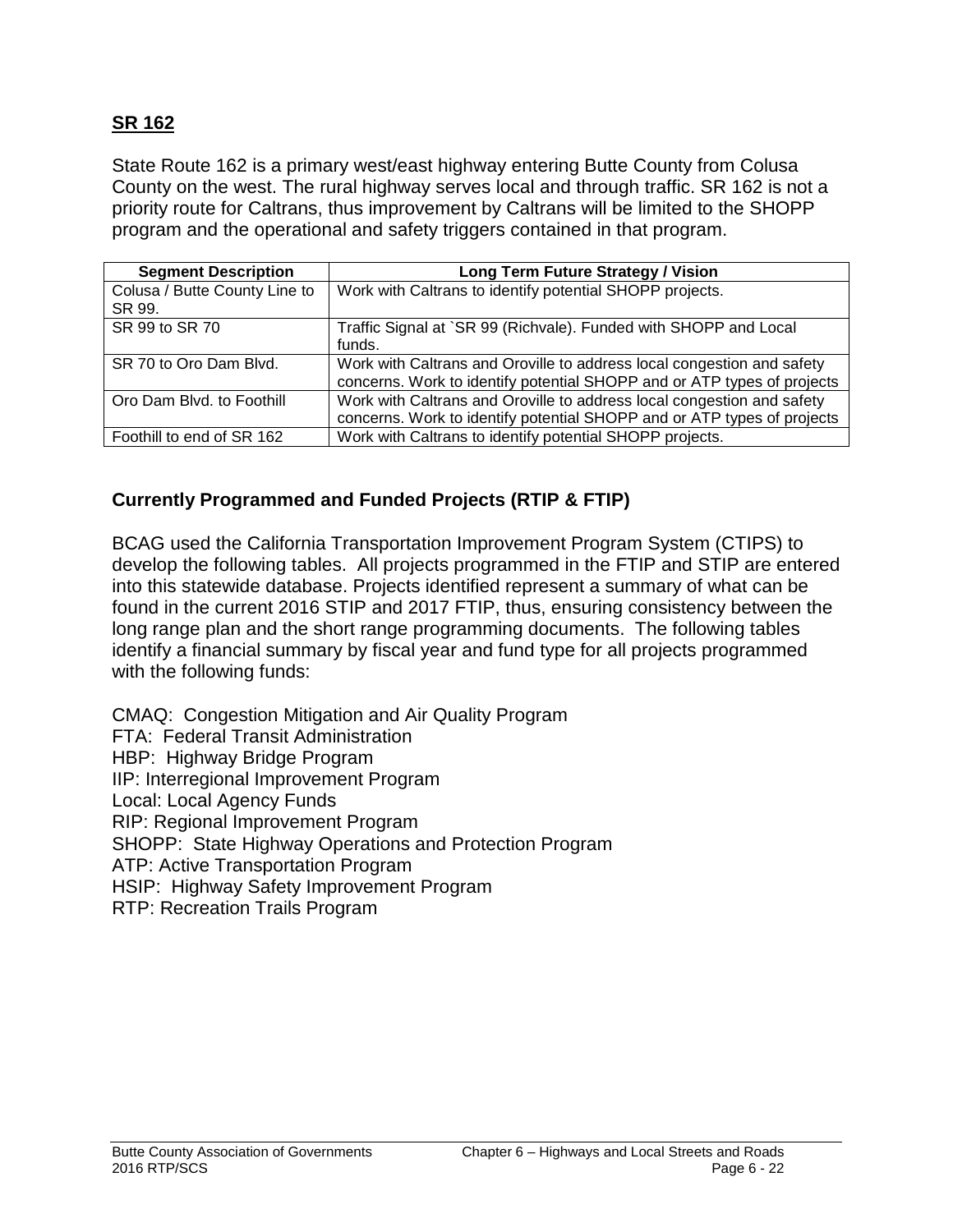## SR 162

State Route 162 is a primary west/east highway entering Butte County from Colusa County on the west. The rural highway serves local and through traffic. SR 162 is not a priority route for Caltrans, thus improvement by Caltrans will be limited to the SHOPP program and the operational and safety triggers contained in that program.

| Segment Description | Long Term Future Strategy / Vision |
|---|---|
| Colusa / Butte County Line to SR 99. | Work with Caltrans to identify potential SHOPP projects. |
| SR 99 to SR 70 | Traffic Signal at `SR 99 (Richvale). Funded with SHOPP and Local funds. |
| SR 70 to Oro Dam Blvd. | Work with Caltrans and Oroville to address local congestion and safety concerns. Work to identify potential SHOPP and or ATP types of projects |
| Oro Dam Blvd. to Foothill | Work with Caltrans and Oroville to address local congestion and safety concerns. Work to identify potential SHOPP and or ATP types of projects |
| Foothill to end of SR 162 | Work with Caltrans to identify potential SHOPP projects. |

### Currently Programmed and Funded Projects (RTIP & FTIP)

BCAG used the California Transportation Improvement Program System (CTIPS) to develop the following tables. All projects programmed in the FTIP and STIP are entered into this statewide database. Projects identified represent a summary of what can be found in the current 2016 STIP and 2017 FTIP, thus, ensuring consistency between the long range plan and the short range programming documents. The following tables identify a financial summary by fiscal year and fund type for all projects programmed with the following funds:

CMAQ: Congestion Mitigation and Air Quality Program
FTA: Federal Transit Administration
HBP: Highway Bridge Program
IIP: Interregional Improvement Program
Local: Local Agency Funds
RIP: Regional Improvement Program
SHOPP: State Highway Operations and Protection Program
ATP: Active Transportation Program
HSIP: Highway Safety Improvement Program
RTP: Recreation Trails Program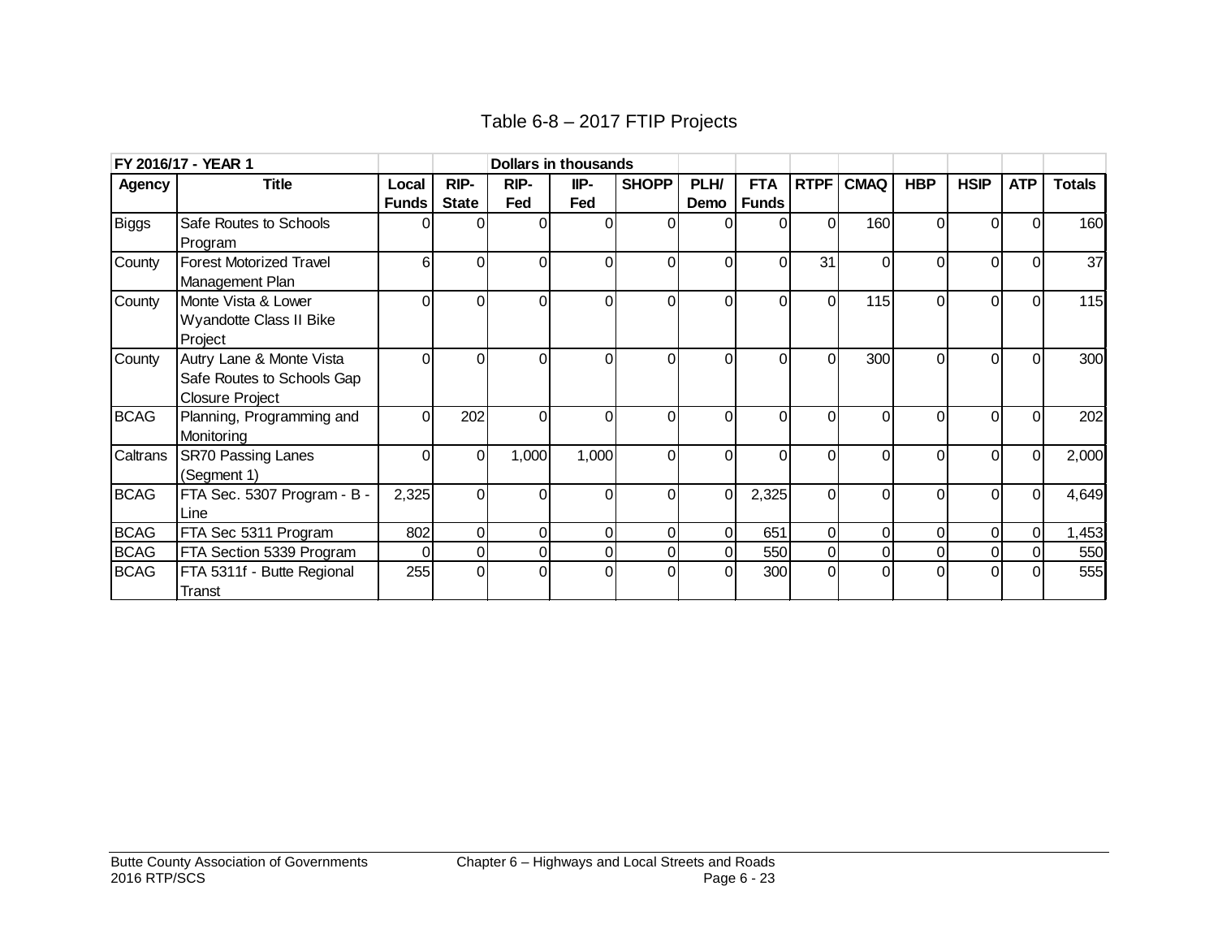# Table 6-8 – 2017 FTIP Projects

| FY 2016/17 - YEAR 1 | | | | Dollars in thousands | | | | | | | | | | |
|---|---|---|---|---|---|---|---|---|---|---|---|---|---|---|
| **Agency** | **Title** | **Local Funds** | **RIP-State** | **RIP-Fed** | **IIP-Fed** | **SHOPP** | **PLH/ Demo** | **FTA Funds** | **RTPF** | **CMAQ** | **HBP** | **HSIP** | **ATP** | **Totals** |
| Biggs | Safe Routes to Schools Program | 0 | 0 | 0 | 0 | 0 | 0 | 0 | 0 | 160 | 0 | 0 | 0 | 160 |
| County | Forest Motorized Travel Management Plan | 6 | 0 | 0 | 0 | 0 | 0 | 0 | 31 | 0 | 0 | 0 | 0 | 37 |
| County | Monte Vista & Lower Wyandotte Class II Bike Project | 0 | 0 | 0 | 0 | 0 | 0 | 0 | 0 | 115 | 0 | 0 | 0 | 115 |
| County | Autry Lane & Monte Vista Safe Routes to Schools Gap Closure Project | 0 | 0 | 0 | 0 | 0 | 0 | 0 | 0 | 300 | 0 | 0 | 0 | 300 |
| BCAG | Planning, Programming and Monitoring | 0 | 202 | 0 | 0 | 0 | 0 | 0 | 0 | 0 | 0 | 0 | 0 | 202 |
| Caltrans | SR70 Passing Lanes (Segment 1) | 0 | 0 | 1,000 | 1,000 | 0 | 0 | 0 | 0 | 0 | 0 | 0 | 0 | 2,000 |
| BCAG | FTA Sec. 5307 Program - B - Line | 2,325 | 0 | 0 | 0 | 0 | 0 | 2,325 | 0 | 0 | 0 | 0 | 0 | 4,649 |
| BCAG | FTA Sec 5311 Program | 802 | 0 | 0 | 0 | 0 | 0 | 651 | 0 | 0 | 0 | 0 | 0 | 1,453 |
| BCAG | FTA Section 5339 Program | 0 | 0 | 0 | 0 | 0 | 0 | 550 | 0 | 0 | 0 | 0 | 0 | 550 |
| BCAG | FTA 5311f - Butte Regional Transt | 255 | 0 | 0 | 0 | 0 | 0 | 300 | 0 | 0 | 0 | 0 | 0 | 555 |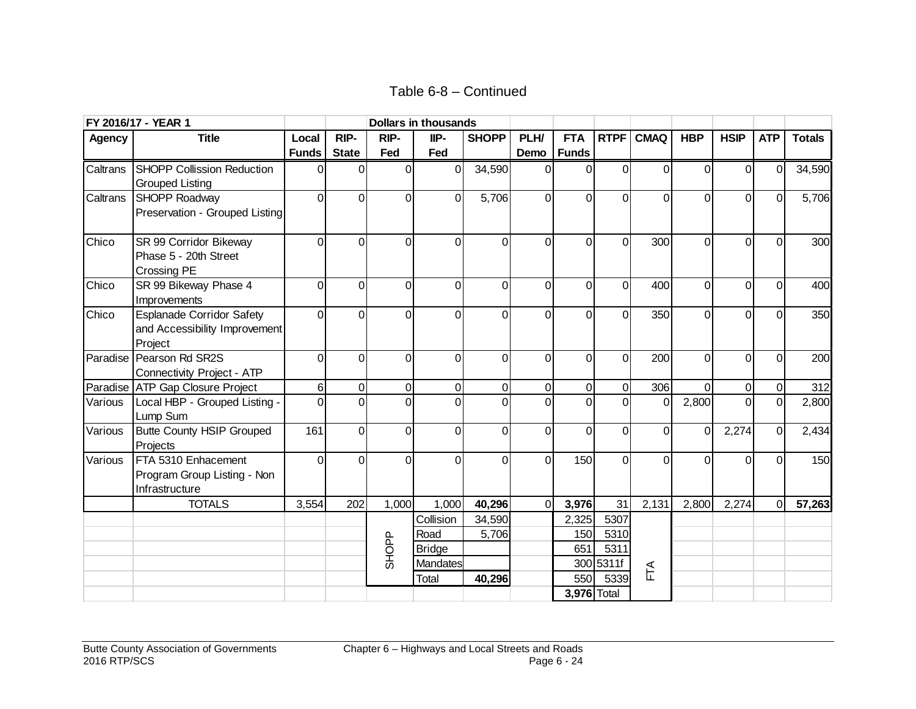Table 6-8 – Continued

| FY 2016/17 - YEAR 1 | | | | Dollars in thousands | | | | | | | | | | |
|---|---|---|---|---|---|---|---|---|---|---|---|---|---|---|
| Agency | Title | Local Funds | RIP-State | RIP-Fed | IIP-Fed | SHOPP | PLH/ Demo | FTA Funds | RTPF | CMAQ | HBP | HSIP | ATP | Totals |
| Caltrans | SHOPP Collission Reduction Grouped Listing | 0 | 0 | 0 | 0 | 34,590 | 0 | 0 | 0 | 0 | 0 | 0 | 0 | 34,590 |
| Caltrans | SHOPP Roadway Preservation - Grouped Listing | 0 | 0 | 0 | 0 | 5,706 | 0 | 0 | 0 | 0 | 0 | 0 | 0 | 5,706 |
| Chico | SR 99 Corridor Bikeway Phase 5 - 20th Street Crossing PE | 0 | 0 | 0 | 0 | 0 | 0 | 0 | 0 | 300 | 0 | 0 | 0 | 300 |
| Chico | SR 99 Bikeway Phase 4 Improvements | 0 | 0 | 0 | 0 | 0 | 0 | 0 | 0 | 400 | 0 | 0 | 0 | 400 |
| Chico | Esplanade Corridor Safety and Accessibility Improvement Project | 0 | 0 | 0 | 0 | 0 | 0 | 0 | 0 | 350 | 0 | 0 | 0 | 350 |
| Paradise | Pearson Rd SR2S Connectivity Project - ATP | 0 | 0 | 0 | 0 | 0 | 0 | 0 | 0 | 200 | 0 | 0 | 0 | 200 |
| Paradise | ATP Gap Closure Project | 6 | 0 | 0 | 0 | 0 | 0 | 0 | 0 | 306 | 0 | 0 | 0 | 312 |
| Various | Local HBP - Grouped Listing - Lump Sum | 0 | 0 | 0 | 0 | 0 | 0 | 0 | 0 | 0 | 2,800 | 0 | 0 | 2,800 |
| Various | Butte County HSIP Grouped Projects | 161 | 0 | 0 | 0 | 0 | 0 | 0 | 0 | 0 | 0 | 2,274 | 0 | 2,434 |
| Various | FTA 5310 Enhacement Program Group Listing - Non Infrastructure | 0 | 0 | 0 | 0 | 0 | 0 | 150 | 0 | 0 | 0 | 0 | 0 | 150 |
| | **TOTALS** | 3,554 | 202 | 1,000 | 1,000 | **40,296** | 0 | **3,976** | 31 | 2,131 | 2,800 | 2,274 | 0 | **57,263** |
| | | | | SHOPP | Collision | 34,590 | | 2,325 | 5307 | FTA | | | | |
| | | | | | Road | 5,706 | | 150 | 5310 | | | | | |
| | | | | | Bridge | | | 651 | 5311 | | | | | |
| | | | | | Mandates | | | 300 | 5311f | | | | | |
| | | | | | Total | **40,296** | | 550 | 5339 | | | | | |
| | | | | | | | | **3,976** | Total | | | | | |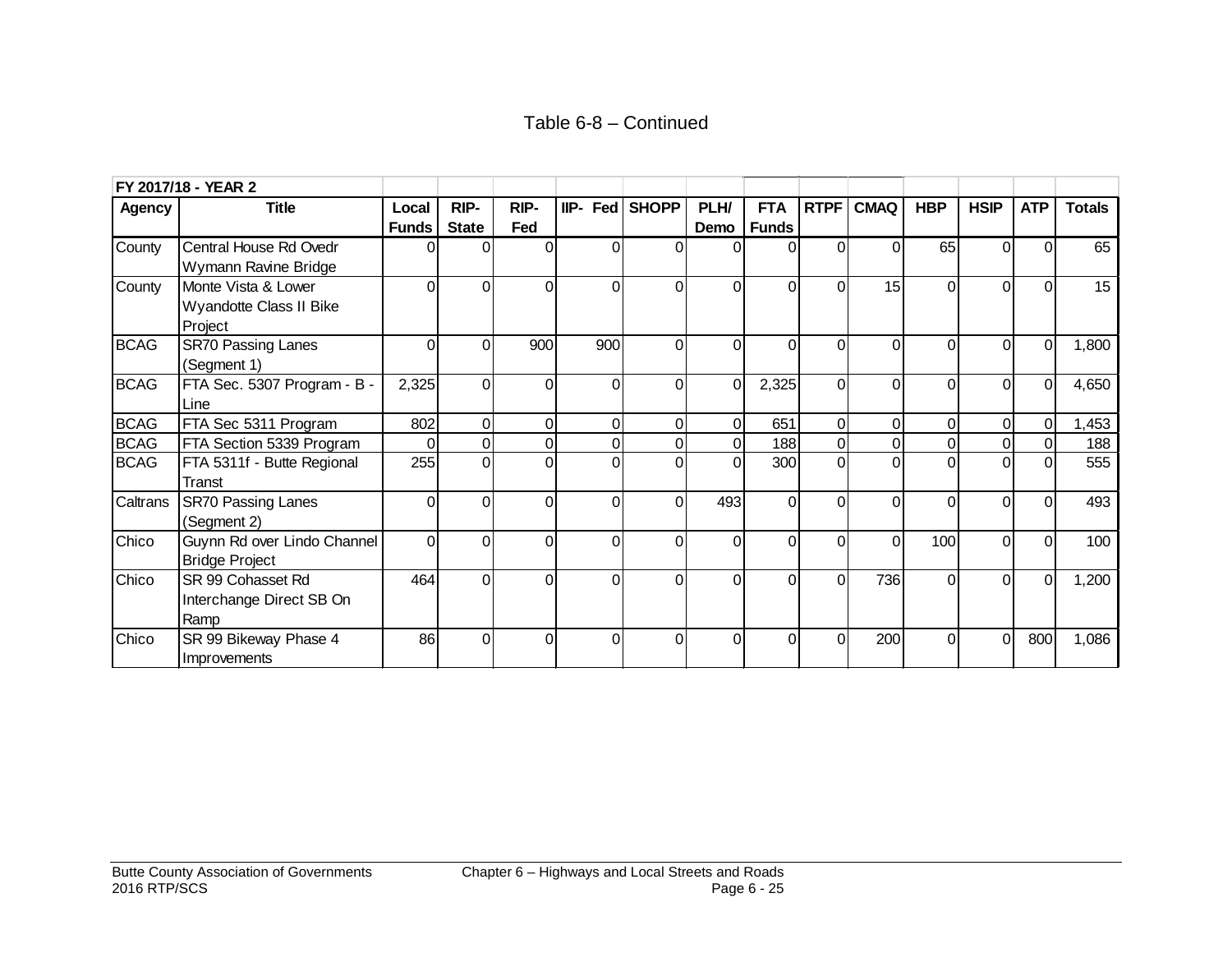Table 6-8 – Continued

| FY 2017/18 - YEAR 2 | | | | | | | | | | | | | | |
|---|---|---|---|---|---|---|---|---|---|---|---|---|---|---|
| **Agency** | **Title** | **Local Funds** | **RIP-State** | **RIP-Fed** | **IIP- Fed** | **SHOPP** | **PLH/ Demo** | **FTA Funds** | **RTPF** | **CMAQ** | **HBP** | **HSIP** | **ATP** | **Totals** |
| County | Central House Rd Ovedr Wymann Ravine Bridge | 0 | 0 | 0 | 0 | 0 | 0 | 0 | 0 | 0 | 65 | 0 | 0 | 65 |
| County | Monte Vista & Lower Wyandotte Class II Bike Project | 0 | 0 | 0 | 0 | 0 | 0 | 0 | 0 | 15 | 0 | 0 | 0 | 15 |
| BCAG | SR70 Passing Lanes (Segment 1) | 0 | 0 | 900 | 900 | 0 | 0 | 0 | 0 | 0 | 0 | 0 | 0 | 1,800 |
| BCAG | FTA Sec. 5307 Program - B - Line | 2,325 | 0 | 0 | 0 | 0 | 0 | 2,325 | 0 | 0 | 0 | 0 | 0 | 4,650 |
| BCAG | FTA Sec 5311 Program | 802 | 0 | 0 | 0 | 0 | 0 | 651 | 0 | 0 | 0 | 0 | 0 | 1,453 |
| BCAG | FTA Section 5339 Program | 0 | 0 | 0 | 0 | 0 | 0 | 188 | 0 | 0 | 0 | 0 | 0 | 188 |
| BCAG | FTA 5311f - Butte Regional Transt | 255 | 0 | 0 | 0 | 0 | 0 | 300 | 0 | 0 | 0 | 0 | 0 | 555 |
| Caltrans | SR70 Passing Lanes (Segment 2) | 0 | 0 | 0 | 0 | 0 | 493 | 0 | 0 | 0 | 0 | 0 | 0 | 493 |
| Chico | Guynn Rd over Lindo Channel Bridge Project | 0 | 0 | 0 | 0 | 0 | 0 | 0 | 0 | 0 | 100 | 0 | 0 | 100 |
| Chico | SR 99 Cohasset Rd Interchange Direct SB On Ramp | 464 | 0 | 0 | 0 | 0 | 0 | 0 | 0 | 736 | 0 | 0 | 0 | 1,200 |
| Chico | SR 99 Bikeway Phase 4 Improvements | 86 | 0 | 0 | 0 | 0 | 0 | 0 | 0 | 200 | 0 | 0 | 800 | 1,086 |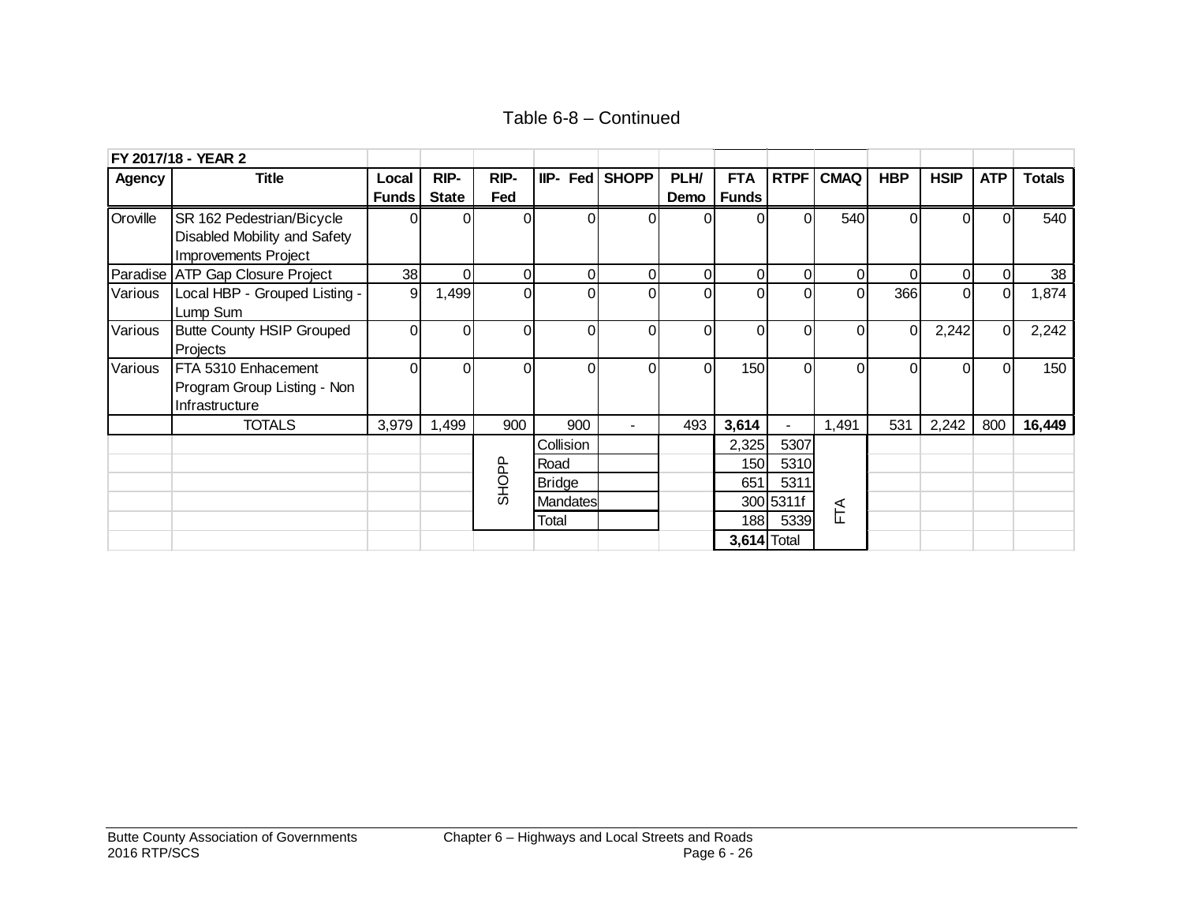Table 6-8 – Continued

| FY 2017/18 - YEAR 2 | | | | | | | | | | | | | | |
|---|---|---|---|---|---|---|---|---|---|---|---|---|---|---|
| **Agency** | **Title** | **Local Funds** | **RIP-State** | **RIP-Fed** | **IIP- Fed** | **SHOPP** | **PLH/ Demo** | **FTA Funds** | **RTPF** | **CMAQ** | **HBP** | **HSIP** | **ATP** | **Totals** |
| Oroville | SR 162 Pedestrian/Bicycle Disabled Mobility and Safety Improvements Project | 0 | 0 | 0 | 0 | 0 | 0 | 0 | 0 | 540 | 0 | 0 | 0 | 540 |
| Paradise | ATP Gap Closure Project | 38 | 0 | 0 | 0 | 0 | 0 | 0 | 0 | 0 | 0 | 0 | 0 | 38 |
| Various | Local HBP - Grouped Listing - Lump Sum | 9 | 1,499 | 0 | 0 | 0 | 0 | 0 | 0 | 0 | 366 | 0 | 0 | 1,874 |
| Various | Butte County HSIP Grouped Projects | 0 | 0 | 0 | 0 | 0 | 0 | 0 | 0 | 0 | 0 | 2,242 | 0 | 2,242 |
| Various | FTA 5310 Enhacement Program Group Listing - Non Infrastructure | 0 | 0 | 0 | 0 | 0 | 0 | 150 | 0 | 0 | 0 | 0 | 0 | 150 |
| | TOTALS | 3,979 | 1,499 | 900 | 900 | - | 493 | **3,614** | - | 1,491 | 531 | 2,242 | 800 | **16,449** |
| | | | | SHOPP | Collision | | | 2,325 | 5307 | FTA | | | | |
| | | | | | Road | | | 150 | 5310 | | | | | |
| | | | | | Bridge | | | 651 | 5311 | | | | | |
| | | | | | Mandates | | | 300 | 5311f | | | | | |
| | | | | | Total | | | 188 | 5339 | | | | | |
| | | | | | | | | **3,614** | Total | | | | | |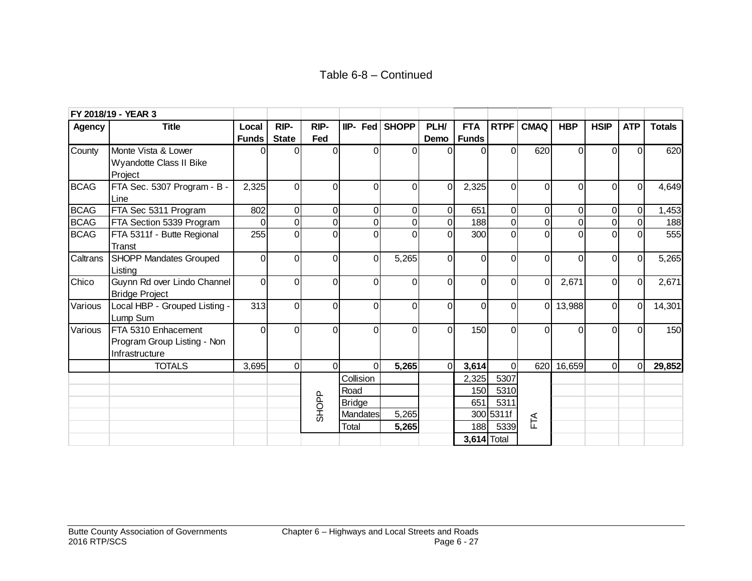Table 6-8 – Continued

| FY 2018/19 - YEAR 3 | | | | | | | | | | | | | | |
|---|---|---|---|---|---|---|---|---|---|---|---|---|---|---|
| **Agency** | **Title** | **Local Funds** | **RIP-State** | **RIP-Fed** | **IIP- Fed** | **SHOPP** | **PLH/ Demo** | **FTA Funds** | **RTPF** | **CMAQ** | **HBP** | **HSIP** | **ATP** | **Totals** |
| County | Monte Vista & Lower Wyandotte Class II Bike Project | 0 | 0 | 0 | 0 | 0 | 0 | 0 | 0 | 620 | 0 | 0 | 0 | 620 |
| BCAG | FTA Sec. 5307 Program - B - Line | 2,325 | 0 | 0 | 0 | 0 | 0 | 2,325 | 0 | 0 | 0 | 0 | 0 | 4,649 |
| BCAG | FTA Sec 5311 Program | 802 | 0 | 0 | 0 | 0 | 0 | 651 | 0 | 0 | 0 | 0 | 0 | 1,453 |
| BCAG | FTA Section 5339 Program | 0 | 0 | 0 | 0 | 0 | 0 | 188 | 0 | 0 | 0 | 0 | 0 | 188 |
| BCAG | FTA 5311f - Butte Regional Transt | 255 | 0 | 0 | 0 | 0 | 0 | 300 | 0 | 0 | 0 | 0 | 0 | 555 |
| Caltrans | SHOPP Mandates Grouped Listing | 0 | 0 | 0 | 0 | 5,265 | 0 | 0 | 0 | 0 | 0 | 0 | 0 | 5,265 |
| Chico | Guynn Rd over Lindo Channel Bridge Project | 0 | 0 | 0 | 0 | 0 | 0 | 0 | 0 | 0 | 2,671 | 0 | 0 | 2,671 |
| Various | Local HBP - Grouped Listing - Lump Sum | 313 | 0 | 0 | 0 | 0 | 0 | 0 | 0 | 0 | 13,988 | 0 | 0 | 14,301 |
| Various | FTA 5310 Enhacement Program Group Listing - Non Infrastructure | 0 | 0 | 0 | 0 | 0 | 0 | 150 | 0 | 0 | 0 | 0 | 0 | 150 |
| | TOTALS | 3,695 | 0 | 0 | 0 | **5,265** | 0 | **3,614** | 0 | 620 | 16,659 | 0 | 0 | **29,852** |
| | | | | SHOPP | Collision | | | 2,325 | 5307 | FTA | | | | |
| | | | | | Road | | | 150 | 5310 | | | | | |
| | | | | | Bridge | | | 651 | 5311 | | | | | |
| | | | | | Mandates | 5,265 | | 300 | 5311f | | | | | |
| | | | | | Total | **5,265** | | 188 | 5339 | | | | | |
| | | | | | | | | **3,614** | Total | | | | | |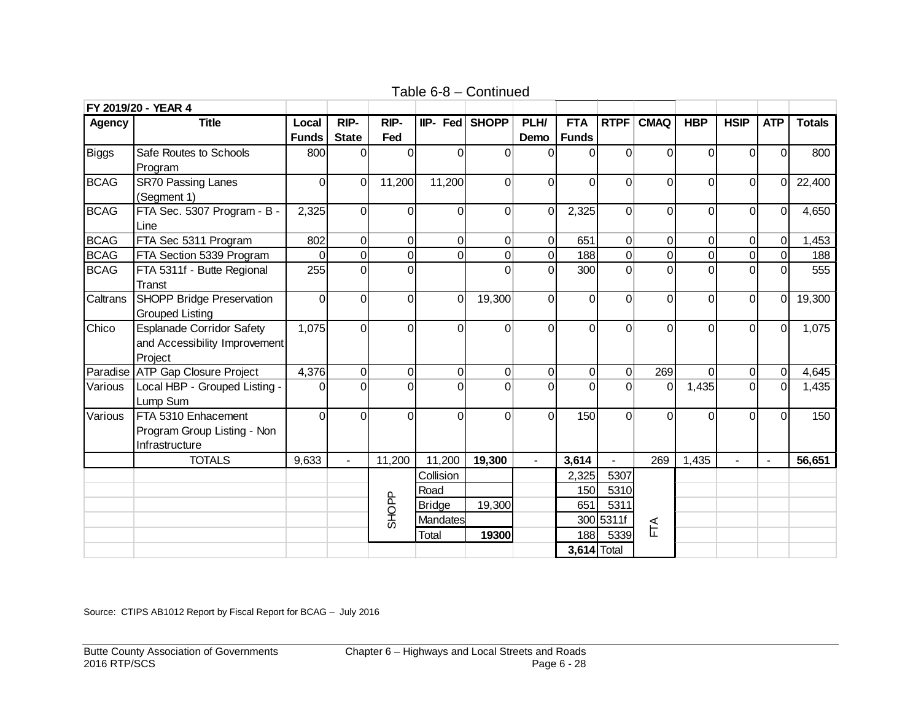Table 6-8 – Continued

| FY 2019/20 - YEAR 4 | | | | | | | | | | | | | | |
|---|---|---|---|---|---|---|---|---|---|---|---|---|---|---|
| **Agency** | **Title** | **Local Funds** | **RIP-State** | **RIP-Fed** | **IIP- Fed** | **SHOPP** | **PLH/ Demo** | **FTA Funds** | **RTPF** | **CMAQ** | **HBP** | **HSIP** | **ATP** | **Totals** |
| Biggs | Safe Routes to Schools Program | 800 | 0 | 0 | 0 | 0 | 0 | 0 | 0 | 0 | 0 | 0 | 0 | 800 |
| BCAG | SR70 Passing Lanes (Segment 1) | 0 | 0 | 11,200 | 11,200 | 0 | 0 | 0 | 0 | 0 | 0 | 0 | 0 | 22,400 |
| BCAG | FTA Sec. 5307 Program - B - Line | 2,325 | 0 | 0 | 0 | 0 | 0 | 2,325 | 0 | 0 | 0 | 0 | 0 | 4,650 |
| BCAG | FTA Sec 5311 Program | 802 | 0 | 0 | 0 | 0 | 0 | 651 | 0 | 0 | 0 | 0 | 0 | 1,453 |
| BCAG | FTA Section 5339 Program | 0 | 0 | 0 | 0 | 0 | 0 | 188 | 0 | 0 | 0 | 0 | 0 | 188 |
| BCAG | FTA 5311f - Butte Regional Transt | 255 | 0 | 0 | | 0 | 0 | 300 | 0 | 0 | 0 | 0 | 0 | 555 |
| Caltrans | SHOPP Bridge Preservation Grouped Listing | 0 | 0 | 0 | 0 | 19,300 | 0 | 0 | 0 | 0 | 0 | 0 | 0 | 19,300 |
| Chico | Esplanade Corridor Safety and Accessibility Improvement Project | 1,075 | 0 | 0 | 0 | 0 | 0 | 0 | 0 | 0 | 0 | 0 | 0 | 1,075 |
| Paradise | ATP Gap Closure Project | 4,376 | 0 | 0 | 0 | 0 | 0 | 0 | 0 | 269 | 0 | 0 | 0 | 4,645 |
| Various | Local HBP - Grouped Listing - Lump Sum | 0 | 0 | 0 | 0 | 0 | 0 | 0 | 0 | 0 | 1,435 | 0 | 0 | 1,435 |
| Various | FTA 5310 Enhacement Program Group Listing - Non Infrastructure | 0 | 0 | 0 | 0 | 0 | 0 | 150 | 0 | 0 | 0 | 0 | 0 | 150 |
| | TOTALS | 9,633 | - | 11,200 | 11,200 | **19,300** | - | **3,614** | - | 269 | 1,435 | - | - | **56,651** |

| SHOPP | | |
|---|---|---|
| | Collision | |
| | Road | |
| | Bridge | 19,300 |
| | Mandates | |
| | Total | **19300** |

| FTA | | |
|---|---|---|
| | 2,325 | 5307 |
| | 150 | 5310 |
| | 651 | 5311 |
| | 300 | 5311f |
| | 188 | 5339 |
| | **3,614** | Total |

Source: CTIPS AB1012 Report by Fiscal Report for BCAG – July 2016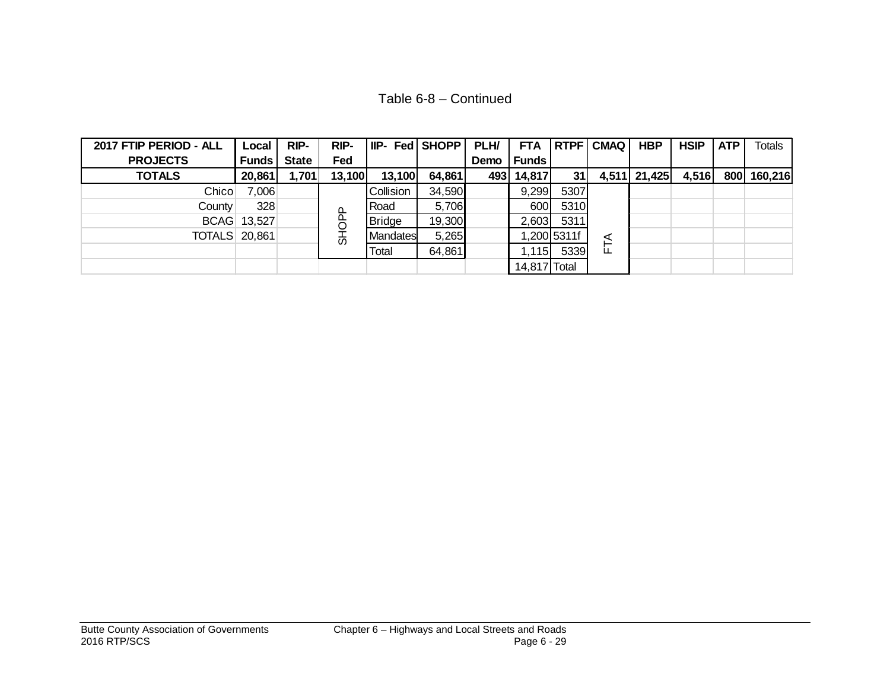Table 6-8 – Continued

| 2017 FTIP PERIOD - ALL PROJECTS | Local Funds | RIP-State | RIP-Fed | IIP- Fed | SHOPP | PLH/ Demo | FTA Funds | RTPF | CMAQ | HBP | HSIP | ATP | Totals |
|---|---|---|---|---|---|---|---|---|---|---|---|---|---|
| **TOTALS** | **20,861** | **1,701** | **13,100** | **13,100** | **64,861** | **493** | **14,817** | **31** | **4,511** | **21,425** | **4,516** | **800** | **160,216** |
| Chico | 7,006 | | SHOPP | Collision | 34,590 | | 9,299 | 5307 | FTA | | | | |
| County | 328 | | | Road | 5,706 | | 600 | 5310 | | | | | |
| BCAG | 13,527 | | | Bridge | 19,300 | | 2,603 | 5311 | | | | | |
| TOTALS | 20,861 | | | Mandates | 5,265 | | 1,200 | 5311f | | | | | |
| | | | | Total | 64,861 | | 1,115 | 5339 | | | | | |
| | | | | | | | 14,817 | Total | | | | | |